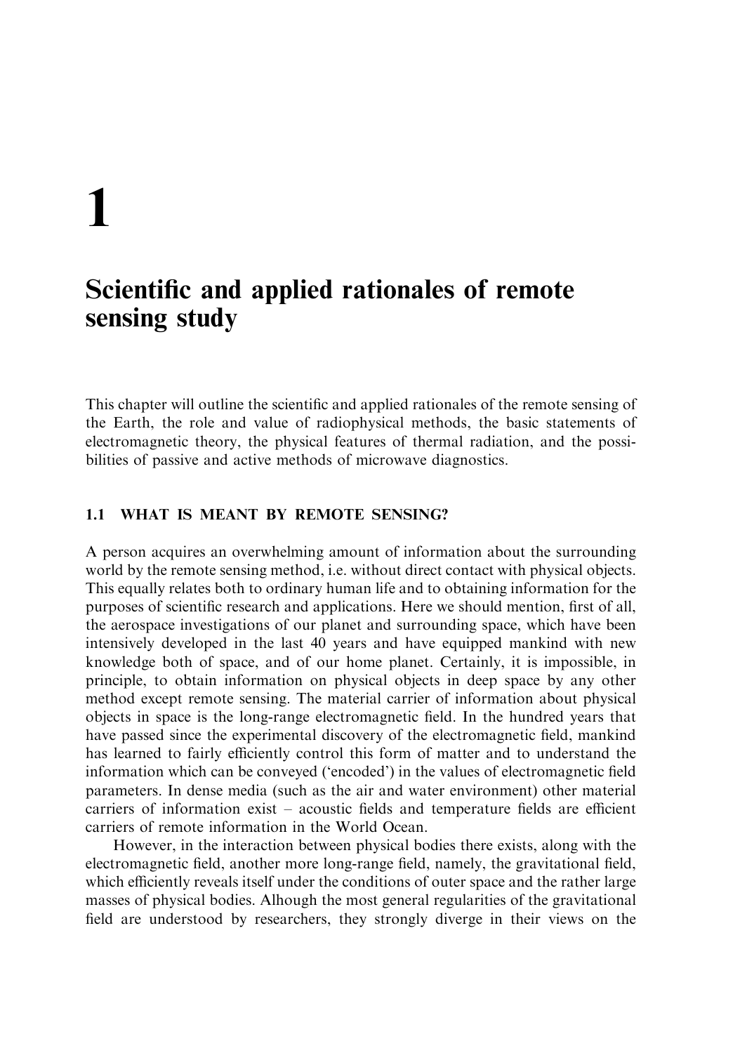# 1

# Scientific and applied rationales of remote sensing study

This chapter will outline the scientific and applied rationales of the remote sensing of the Earth, the role and value of radiophysical methods, the basic statements of electromagnetic theory, the physical features of thermal radiation, and the possibilities of passive and active methods of microwave diagnostics.

## 1.1 WHAT IS MEANT BY REMOTE SENSING?

A person acquires an overwhelming amount of information about the surrounding world by the remote sensing method, i.e. without direct contact with physical objects. This equally relates both to ordinary human life and to obtaining information for the purposes of scientific research and applications. Here we should mention, first of all, the aerospace investigations of our planet and surrounding space, which have been intensively developed in the last 40 years and have equipped mankind with new knowledge both of space, and of our home planet. Certainly, it is impossible, in principle, to obtain information on physical objects in deep space by any other method except remote sensing. The material carrier of information about physical objects in space is the long-range electromagnetic field. In the hundred years that have passed since the experimental discovery of the electromagnetic field, mankind has learned to fairly efficiently control this form of matter and to understand the information which can be conveyed ('encoded') in the values of electromagnetic field parameters. In dense media (such as the air and water environment) other material carriers of information exist – acoustic fields and temperature fields are efficient carriers of remote information in the World Ocean.

However, in the interaction between physical bodies there exists, along with the electromagnetic field, another more long-range field, namely, the gravitational field, which efficiently reveals itself under the conditions of outer space and the rather large masses of physical bodies. Alhough the most general regularities of the gravitational field are understood by researchers, they strongly diverge in their views on the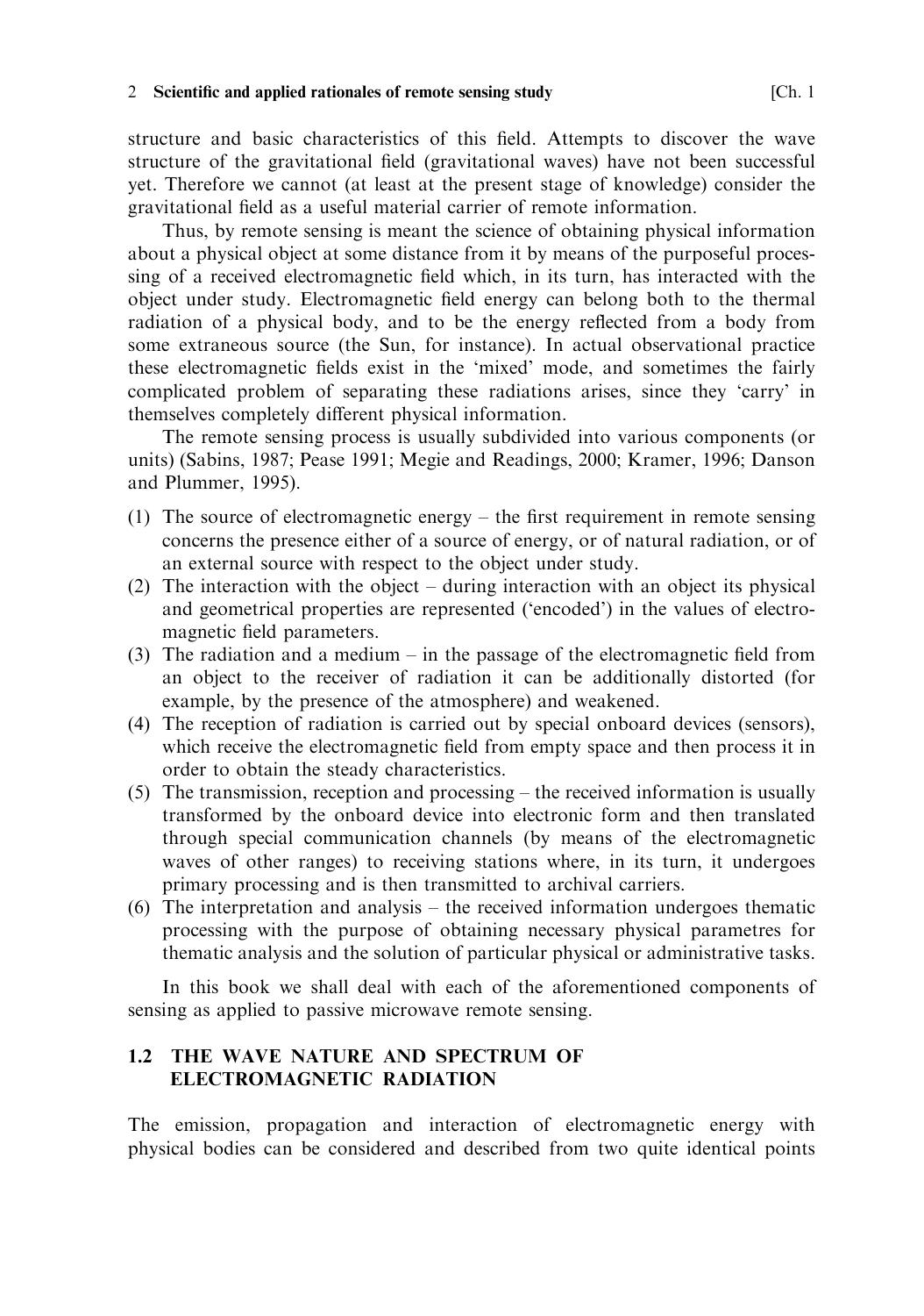structure and basic characteristics of this field. Attempts to discover the wave structure of the gravitational field (gravitational waves) have not been successful yet. Therefore we cannot (at least at the present stage of knowledge) consider the gravitational field as a useful material carrier of remote information.

Thus, by remote sensing is meant the science of obtaining physical information about a physical object at some distance from it by means of the purposeful processing of a received electromagnetic field which, in its turn, has interacted with the object under study. Electromagnetic field energy can belong both to the thermal radiation of a physical body, and to be the energy reflected from a body from some extraneous source (the Sun, for instance). In actual observational practice these electromagnetic fields exist in the 'mixed' mode, and sometimes the fairly complicated problem of separating these radiations arises, since they 'carry' in themselves completely different physical information.

The remote sensing process is usually subdivided into various components (or units) (Sabins, 1987; Pease 1991; Megie and Readings, 2000; Kramer, 1996; Danson and Plummer, 1995).

(1) The source of electromagnetic energy – the first requirement in remote sensing concerns the presence either of a source of energy, or of natural radiation, or of an external source with respect to the object under study.
(2) The interaction with the object – during interaction with an object its physical and geometrical properties are represented ('encoded') in the values of electromagnetic field parameters.
(3) The radiation and a medium – in the passage of the electromagnetic field from an object to the receiver of radiation it can be additionally distorted (for example, by the presence of the atmosphere) and weakened.
(4) The reception of radiation is carried out by special onboard devices (sensors), which receive the electromagnetic field from empty space and then process it in order to obtain the steady characteristics.
(5) The transmission, reception and processing – the received information is usually transformed by the onboard device into electronic form and then translated through special communication channels (by means of the electromagnetic waves of other ranges) to receiving stations where, in its turn, it undergoes primary processing and is then transmitted to archival carriers.
(6) The interpretation and analysis – the received information undergoes thematic processing with the purpose of obtaining necessary physical parametres for thematic analysis and the solution of particular physical or administrative tasks.

In this book we shall deal with each of the aforementioned components of sensing as applied to passive microwave remote sensing.

## 1.2 THE WAVE NATURE AND SPECTRUM OF ELECTROMAGNETIC RADIATION

The emission, propagation and interaction of electromagnetic energy with physical bodies can be considered and described from two quite identical points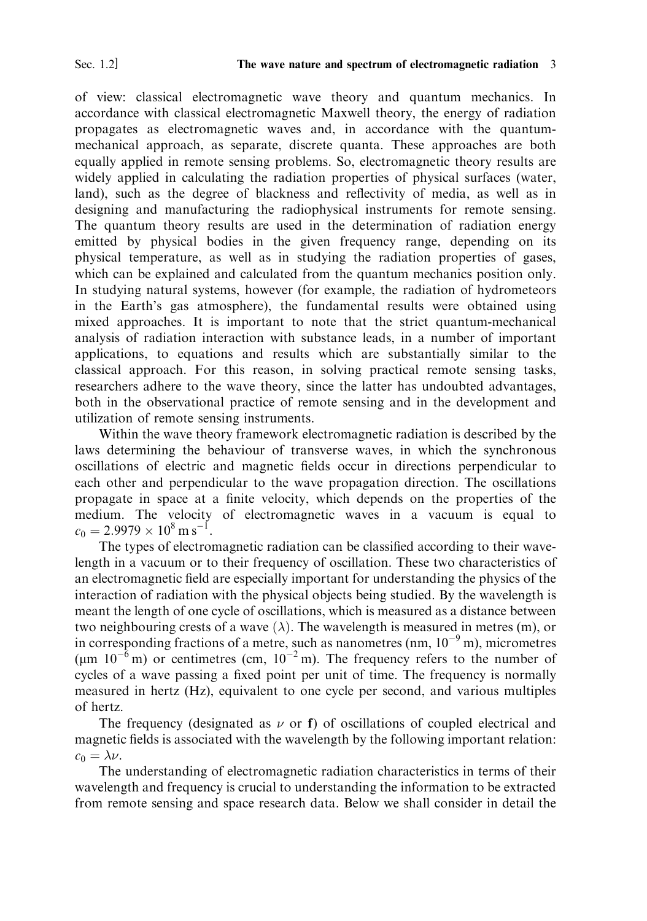of view: classical electromagnetic wave theory and quantum mechanics. In accordance with classical electromagnetic Maxwell theory, the energy of radiation propagates as electromagnetic waves and, in accordance with the quantum-mechanical approach, as separate, discrete quanta. These approaches are both equally applied in remote sensing problems. So, electromagnetic theory results are widely applied in calculating the radiation properties of physical surfaces (water, land), such as the degree of blackness and reflectivity of media, as well as in designing and manufacturing the radiophysical instruments for remote sensing. The quantum theory results are used in the determination of radiation energy emitted by physical bodies in the given frequency range, depending on its physical temperature, as well as in studying the radiation properties of gases, which can be explained and calculated from the quantum mechanics position only. In studying natural systems, however (for example, the radiation of hydrometeors in the Earth's gas atmosphere), the fundamental results were obtained using mixed approaches. It is important to note that the strict quantum-mechanical analysis of radiation interaction with substance leads, in a number of important applications, to equations and results which are substantially similar to the classical approach. For this reason, in solving practical remote sensing tasks, researchers adhere to the wave theory, since the latter has undoubted advantages, both in the observational practice of remote sensing and in the development and utilization of remote sensing instruments.

Within the wave theory framework electromagnetic radiation is described by the laws determining the behaviour of transverse waves, in which the synchronous oscillations of electric and magnetic fields occur in directions perpendicular to each other and perpendicular to the wave propagation direction. The oscillations propagate in space at a finite velocity, which depends on the properties of the medium. The velocity of electromagnetic waves in a vacuum is equal to $c_0 = 2.9979 \times 10^8 \text{ m s}^{-1}$.

The types of electromagnetic radiation can be classified according to their wavelength in a vacuum or to their frequency of oscillation. These two characteristics of an electromagnetic field are especially important for understanding the physics of the interaction of radiation with the physical objects being studied. By the wavelength is meant the length of one cycle of oscillations, which is measured as a distance between two neighbouring crests of a wave ($\lambda$). The wavelength is measured in metres (m), or in corresponding fractions of a metre, such as nanometres (nm, $10^{-9}$ m), micrometres (μm $10^{-6}$ m) or centimetres (cm, $10^{-2}$ m). The frequency refers to the number of cycles of a wave passing a fixed point per unit of time. The frequency is normally measured in hertz (Hz), equivalent to one cycle per second, and various multiples of hertz.

The frequency (designated as $\nu$ or **f**) of oscillations of coupled electrical and magnetic fields is associated with the wavelength by the following important relation: $c_0 = \lambda\nu$.

The understanding of electromagnetic radiation characteristics in terms of their wavelength and frequency is crucial to understanding the information to be extracted from remote sensing and space research data. Below we shall consider in detail the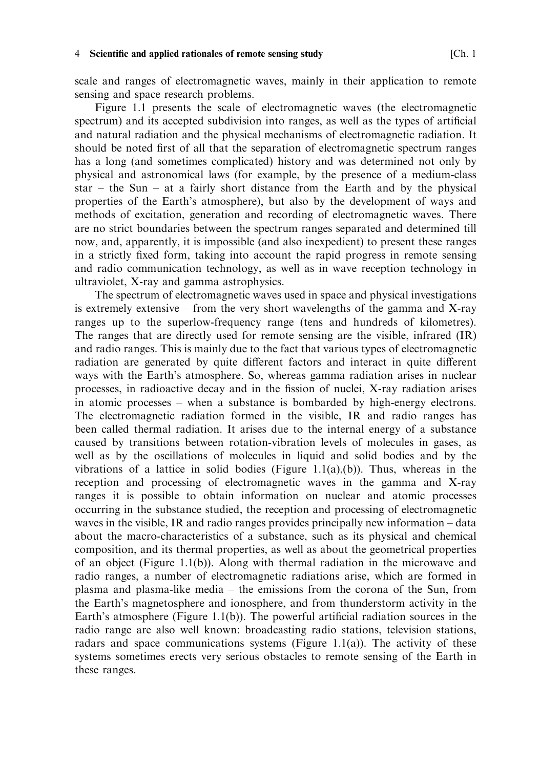scale and ranges of electromagnetic waves, mainly in their application to remote sensing and space research problems.

Figure 1.1 presents the scale of electromagnetic waves (the electromagnetic spectrum) and its accepted subdivision into ranges, as well as the types of artificial and natural radiation and the physical mechanisms of electromagnetic radiation. It should be noted first of all that the separation of electromagnetic spectrum ranges has a long (and sometimes complicated) history and was determined not only by physical and astronomical laws (for example, by the presence of a medium-class star – the Sun – at a fairly short distance from the Earth and by the physical properties of the Earth's atmosphere), but also by the development of ways and methods of excitation, generation and recording of electromagnetic waves. There are no strict boundaries between the spectrum ranges separated and determined till now, and, apparently, it is impossible (and also inexpedient) to present these ranges in a strictly fixed form, taking into account the rapid progress in remote sensing and radio communication technology, as well as in wave reception technology in ultraviolet, X-ray and gamma astrophysics.

The spectrum of electromagnetic waves used in space and physical investigations is extremely extensive – from the very short wavelengths of the gamma and X-ray ranges up to the superlow-frequency range (tens and hundreds of kilometres). The ranges that are directly used for remote sensing are the visible, infrared (IR) and radio ranges. This is mainly due to the fact that various types of electromagnetic radiation are generated by quite different factors and interact in quite different ways with the Earth's atmosphere. So, whereas gamma radiation arises in nuclear processes, in radioactive decay and in the fission of nuclei, X-ray radiation arises in atomic processes – when a substance is bombarded by high-energy electrons. The electromagnetic radiation formed in the visible, IR and radio ranges has been called thermal radiation. It arises due to the internal energy of a substance caused by transitions between rotation-vibration levels of molecules in gases, as well as by the oscillations of molecules in liquid and solid bodies and by the vibrations of a lattice in solid bodies (Figure 1.1(a),(b)). Thus, whereas in the reception and processing of electromagnetic waves in the gamma and X-ray ranges it is possible to obtain information on nuclear and atomic processes occurring in the substance studied, the reception and processing of electromagnetic waves in the visible, IR and radio ranges provides principally new information – data about the macro-characteristics of a substance, such as its physical and chemical composition, and its thermal properties, as well as about the geometrical properties of an object (Figure 1.1(b)). Along with thermal radiation in the microwave and radio ranges, a number of electromagnetic radiations arise, which are formed in plasma and plasma-like media – the emissions from the corona of the Sun, from the Earth's magnetosphere and ionosphere, and from thunderstorm activity in the Earth's atmosphere (Figure 1.1(b)). The powerful artificial radiation sources in the radio range are also well known: broadcasting radio stations, television stations, radars and space communications systems (Figure 1.1(a)). The activity of these systems sometimes erects very serious obstacles to remote sensing of the Earth in these ranges.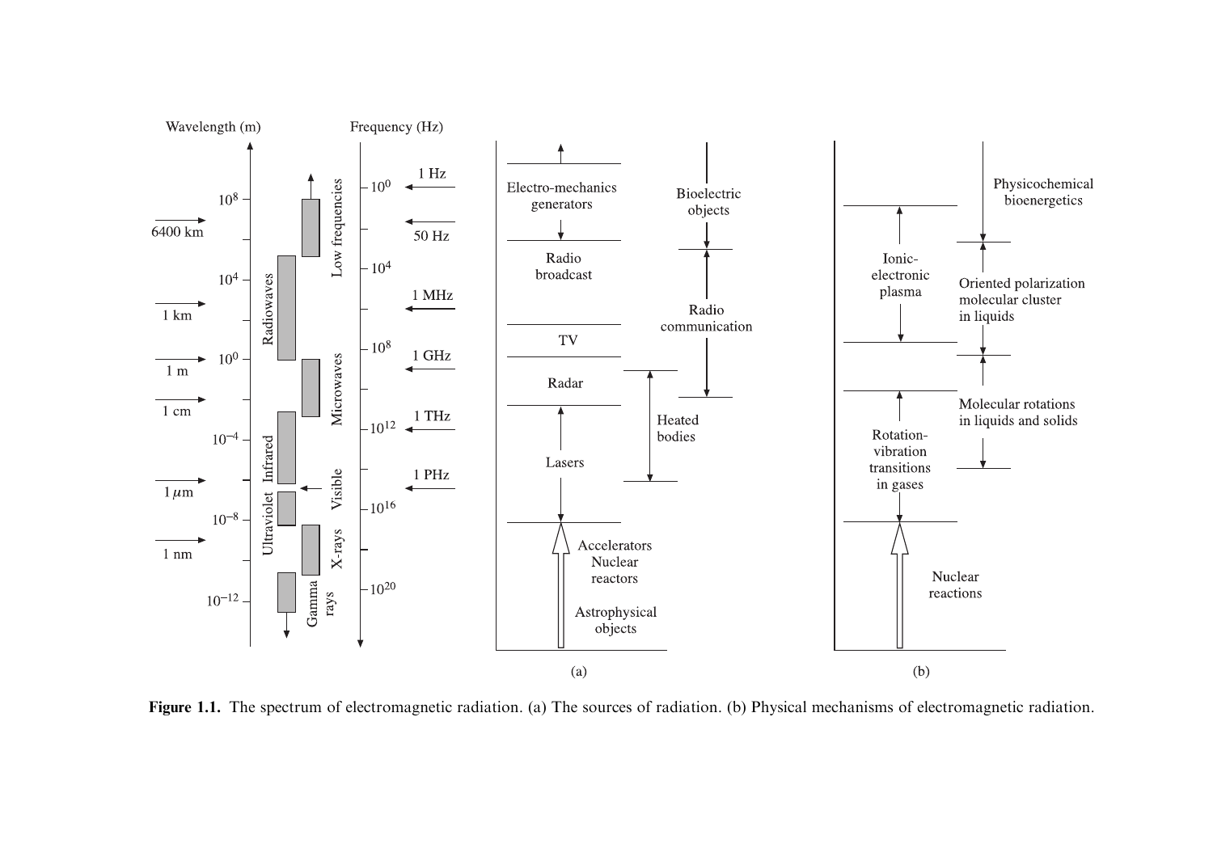Figure 1.1. The spectrum of electromagnetic radiation. (a) The sources of radiation. (b) Physical mechanisms of electromagnetic radiation.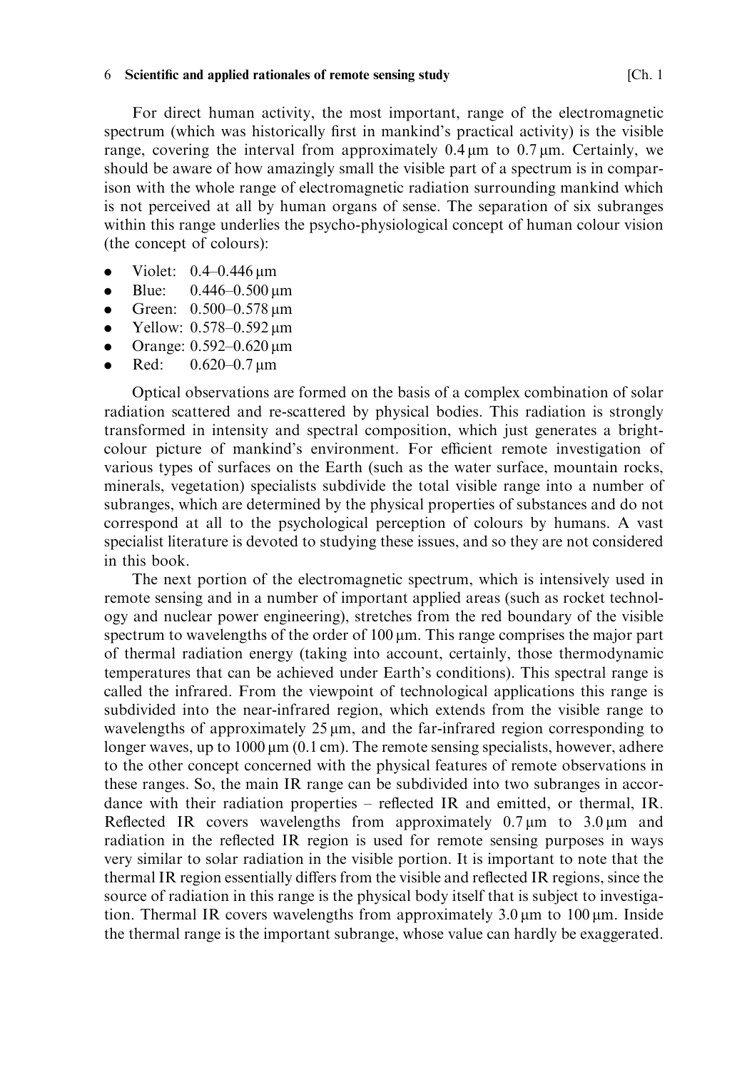For direct human activity, the most important, range of the electromagnetic spectrum (which was historically first in mankind's practical activity) is the visible range, covering the interval from approximately 0.4 μm to 0.7 μm. Certainly, we should be aware of how amazingly small the visible part of a spectrum is in comparison with the whole range of electromagnetic radiation surrounding mankind which is not perceived at all by human organs of sense. The separation of six subranges within this range underlies the psycho-physiological concept of human colour vision (the concept of colours):

- Violet: 0.4–0.446 μm
- Blue: 0.446–0.500 μm
- Green: 0.500–0.578 μm
- Yellow: 0.578–0.592 μm
- Orange: 0.592–0.620 μm
- Red: 0.620–0.7 μm

Optical observations are formed on the basis of a complex combination of solar radiation scattered and re-scattered by physical bodies. This radiation is strongly transformed in intensity and spectral composition, which just generates a bright-colour picture of mankind's environment. For efficient remote investigation of various types of surfaces on the Earth (such as the water surface, mountain rocks, minerals, vegetation) specialists subdivide the total visible range into a number of subranges, which are determined by the physical properties of substances and do not correspond at all to the psychological perception of colours by humans. A vast specialist literature is devoted to studying these issues, and so they are not considered in this book.

The next portion of the electromagnetic spectrum, which is intensively used in remote sensing and in a number of important applied areas (such as rocket technology and nuclear power engineering), stretches from the red boundary of the visible spectrum to wavelengths of the order of 100 μm. This range comprises the major part of thermal radiation energy (taking into account, certainly, those thermodynamic temperatures that can be achieved under Earth's conditions). This spectral range is called the infrared. From the viewpoint of technological applications this range is subdivided into the near-infrared region, which extends from the visible range to wavelengths of approximately 25 μm, and the far-infrared region corresponding to longer waves, up to 1000 μm (0.1 cm). The remote sensing specialists, however, adhere to the other concept concerned with the physical features of remote observations in these ranges. So, the main IR range can be subdivided into two subranges in accordance with their radiation properties – reflected IR and emitted, or thermal, IR. Reflected IR covers wavelengths from approximately 0.7 μm to 3.0 μm and radiation in the reflected IR region is used for remote sensing purposes in ways very similar to solar radiation in the visible portion. It is important to note that the thermal IR region essentially differs from the visible and reflected IR regions, since the source of radiation in this range is the physical body itself that is subject to investigation. Thermal IR covers wavelengths from approximately 3.0 μm to 100 μm. Inside the thermal range is the important subrange, whose value can hardly be exaggerated.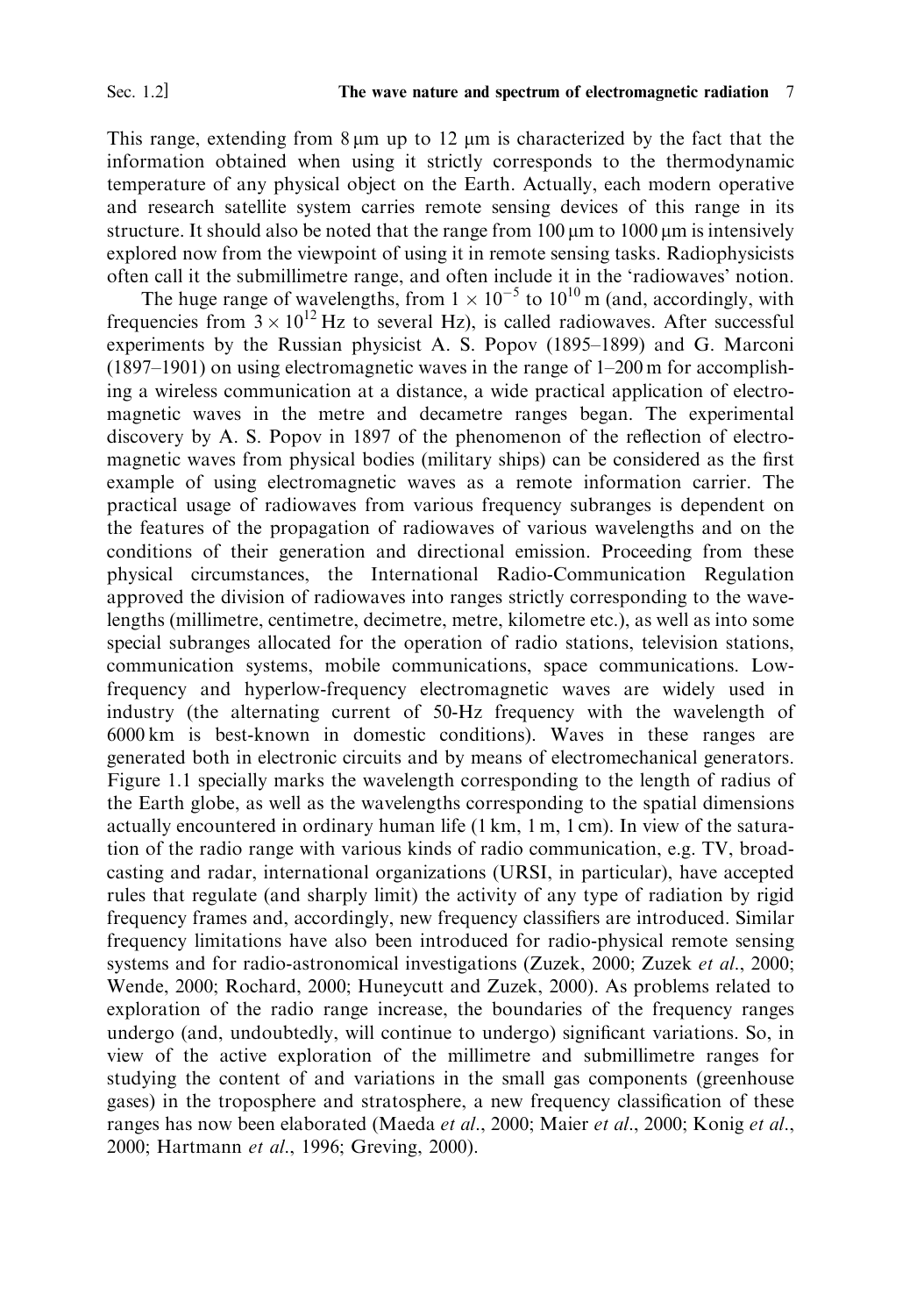This range, extending from 8 μm up to 12 μm is characterized by the fact that the information obtained when using it strictly corresponds to the thermodynamic temperature of any physical object on the Earth. Actually, each modern operative and research satellite system carries remote sensing devices of this range in its structure. It should also be noted that the range from 100 μm to 1000 μm is intensively explored now from the viewpoint of using it in remote sensing tasks. Radiophysicists often call it the submillimetre range, and often include it in the 'radiowaves' notion.

The huge range of wavelengths, from $1 \times 10^{-5}$ to $10^{10}$ m (and, accordingly, with frequencies from $3 \times 10^{12}$ Hz to several Hz), is called radiowaves. After successful experiments by the Russian physicist A. S. Popov (1895–1899) and G. Marconi (1897–1901) on using electromagnetic waves in the range of 1–200 m for accomplishing a wireless communication at a distance, a wide practical application of electromagnetic waves in the metre and decametre ranges began. The experimental discovery by A. S. Popov in 1897 of the phenomenon of the reflection of electromagnetic waves from physical bodies (military ships) can be considered as the first example of using electromagnetic waves as a remote information carrier. The practical usage of radiowaves from various frequency subranges is dependent on the features of the propagation of radiowaves of various wavelengths and on the conditions of their generation and directional emission. Proceeding from these physical circumstances, the International Radio-Communication Regulation approved the division of radiowaves into ranges strictly corresponding to the wavelengths (millimetre, centimetre, decimetre, metre, kilometre etc.), as well as into some special subranges allocated for the operation of radio stations, television stations, communication systems, mobile communications, space communications. Low-frequency and hyperlow-frequency electromagnetic waves are widely used in industry (the alternating current of 50-Hz frequency with the wavelength of 6000 km is best-known in domestic conditions). Waves in these ranges are generated both in electronic circuits and by means of electromechanical generators. Figure 1.1 specially marks the wavelength corresponding to the length of radius of the Earth globe, as well as the wavelengths corresponding to the spatial dimensions actually encountered in ordinary human life (1 km, 1 m, 1 cm). In view of the saturation of the radio range with various kinds of radio communication, e.g. TV, broadcasting and radar, international organizations (URSI, in particular), have accepted rules that regulate (and sharply limit) the activity of any type of radiation by rigid frequency frames and, accordingly, new frequency classifiers are introduced. Similar frequency limitations have also been introduced for radio-physical remote sensing systems and for radio-astronomical investigations (Zuzek, 2000; Zuzek *et al.*, 2000; Wende, 2000; Rochard, 2000; Huneycutt and Zuzek, 2000). As problems related to exploration of the radio range increase, the boundaries of the frequency ranges undergo (and, undoubtedly, will continue to undergo) significant variations. So, in view of the active exploration of the millimetre and submillimetre ranges for studying the content of and variations in the small gas components (greenhouse gases) in the troposphere and stratosphere, a new frequency classification of these ranges has now been elaborated (Maeda *et al.*, 2000; Maier *et al.*, 2000; Konig *et al.*, 2000; Hartmann *et al.*, 1996; Greving, 2000).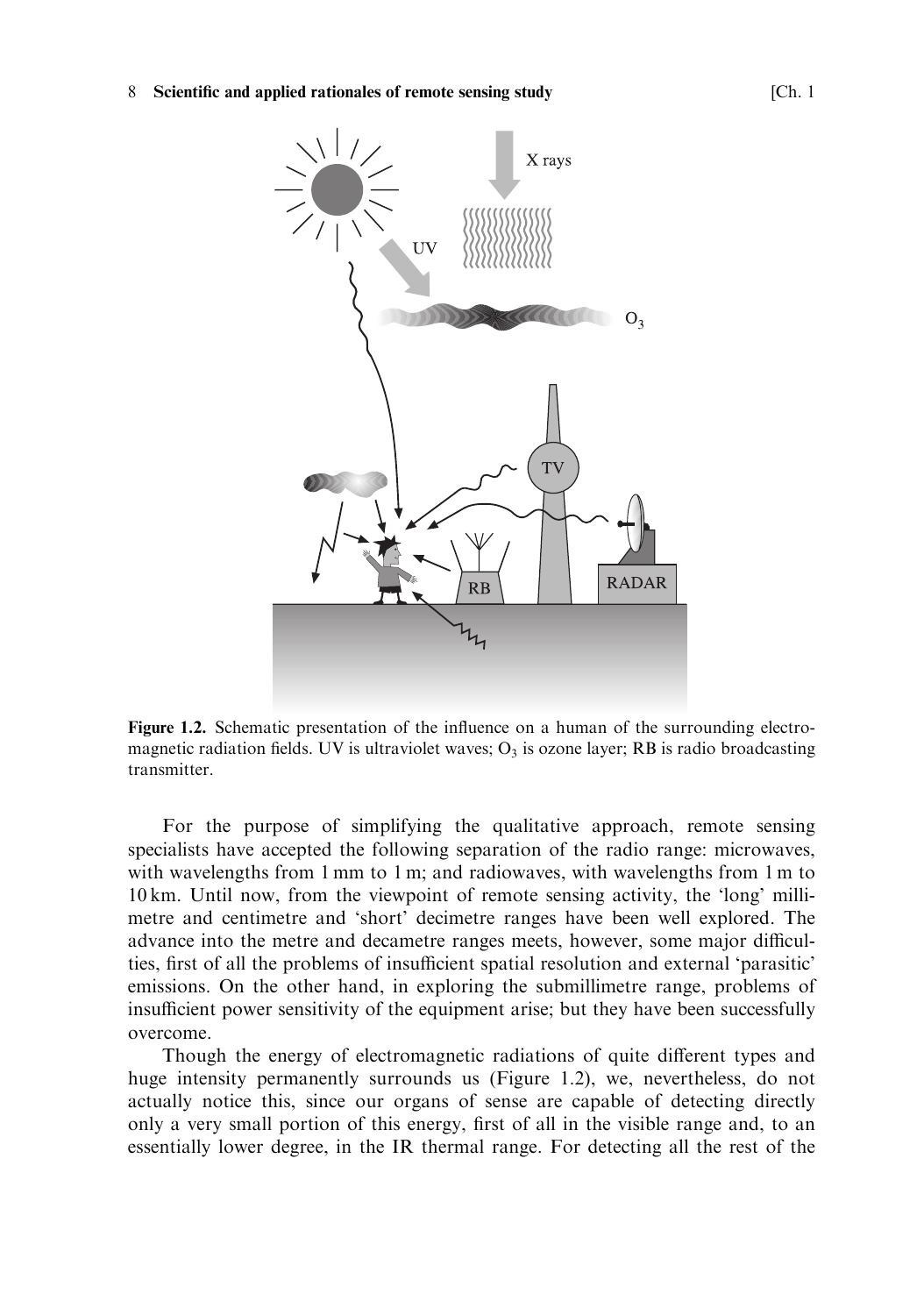**Figure 1.2.** Schematic presentation of the influence on a human of the surrounding electromagnetic radiation fields. UV is ultraviolet waves; $O_3$ is ozone layer; RB is radio broadcasting transmitter.

For the purpose of simplifying the qualitative approach, remote sensing specialists have accepted the following separation of the radio range: microwaves, with wavelengths from 1 mm to 1 m; and radiowaves, with wavelengths from 1 m to 10 km. Until now, from the viewpoint of remote sensing activity, the 'long' millimetre and centimetre and 'short' decimetre ranges have been well explored. The advance into the metre and decametre ranges meets, however, some major difficulties, first of all the problems of insufficient spatial resolution and external 'parasitic' emissions. On the other hand, in exploring the submillimetre range, problems of insufficient power sensitivity of the equipment arise; but they have been successfully overcome.

Though the energy of electromagnetic radiations of quite different types and huge intensity permanently surrounds us (Figure 1.2), we, nevertheless, do not actually notice this, since our organs of sense are capable of detecting directly only a very small portion of this energy, first of all in the visible range and, to an essentially lower degree, in the IR thermal range. For detecting all the rest of the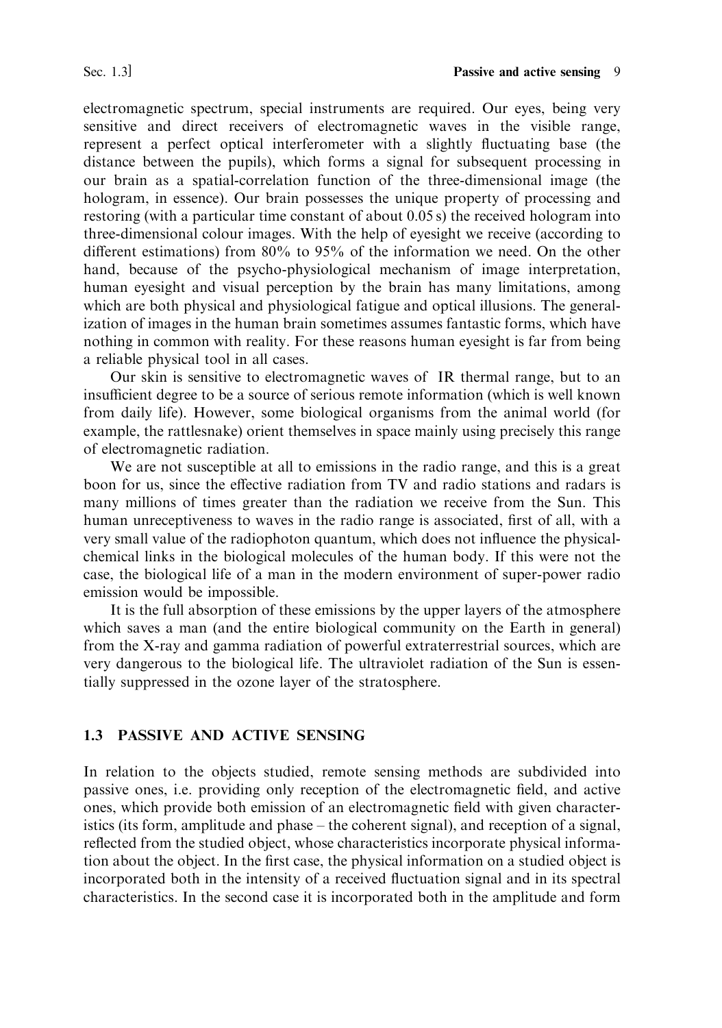electromagnetic spectrum, special instruments are required. Our eyes, being very sensitive and direct receivers of electromagnetic waves in the visible range, represent a perfect optical interferometer with a slightly fluctuating base (the distance between the pupils), which forms a signal for subsequent processing in our brain as a spatial-correlation function of the three-dimensional image (the hologram, in essence). Our brain possesses the unique property of processing and restoring (with a particular time constant of about 0.05 s) the received hologram into three-dimensional colour images. With the help of eyesight we receive (according to different estimations) from 80% to 95% of the information we need. On the other hand, because of the psycho-physiological mechanism of image interpretation, human eyesight and visual perception by the brain has many limitations, among which are both physical and physiological fatigue and optical illusions. The generalization of images in the human brain sometimes assumes fantastic forms, which have nothing in common with reality. For these reasons human eyesight is far from being a reliable physical tool in all cases.

Our skin is sensitive to electromagnetic waves of IR thermal range, but to an insufficient degree to be a source of serious remote information (which is well known from daily life). However, some biological organisms from the animal world (for example, the rattlesnake) orient themselves in space mainly using precisely this range of electromagnetic radiation.

We are not susceptible at all to emissions in the radio range, and this is a great boon for us, since the effective radiation from TV and radio stations and radars is many millions of times greater than the radiation we receive from the Sun. This human unreceptiveness to waves in the radio range is associated, first of all, with a very small value of the radiophoton quantum, which does not influence the physical-chemical links in the biological molecules of the human body. If this were not the case, the biological life of a man in the modern environment of super-power radio emission would be impossible.

It is the full absorption of these emissions by the upper layers of the atmosphere which saves a man (and the entire biological community on the Earth in general) from the X-ray and gamma radiation of powerful extraterrestrial sources, which are very dangerous to the biological life. The ultraviolet radiation of the Sun is essentially suppressed in the ozone layer of the stratosphere.

## 1.3 PASSIVE AND ACTIVE SENSING

In relation to the objects studied, remote sensing methods are subdivided into passive ones, i.e. providing only reception of the electromagnetic field, and active ones, which provide both emission of an electromagnetic field with given characteristics (its form, amplitude and phase – the coherent signal), and reception of a signal, reflected from the studied object, whose characteristics incorporate physical information about the object. In the first case, the physical information on a studied object is incorporated both in the intensity of a received fluctuation signal and in its spectral characteristics. In the second case it is incorporated both in the amplitude and form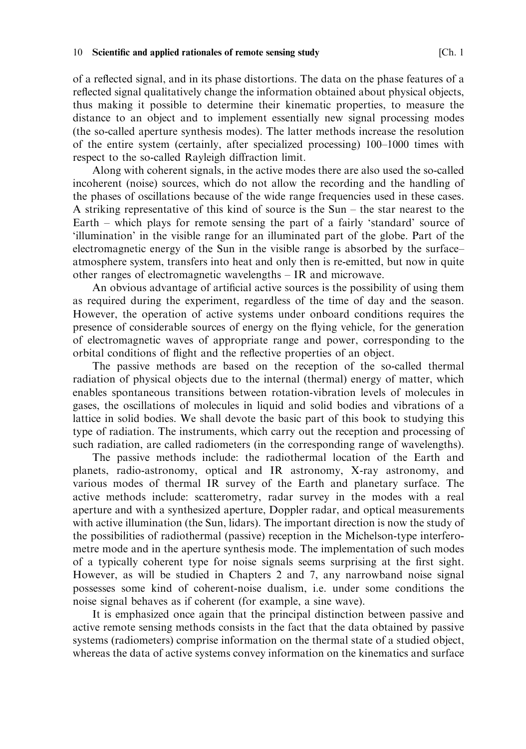of a reflected signal, and in its phase distortions. The data on the phase features of a reflected signal qualitatively change the information obtained about physical objects, thus making it possible to determine their kinematic properties, to measure the distance to an object and to implement essentially new signal processing modes (the so-called aperture synthesis modes). The latter methods increase the resolution of the entire system (certainly, after specialized processing) 100–1000 times with respect to the so-called Rayleigh diffraction limit.

Along with coherent signals, in the active modes there are also used the so-called incoherent (noise) sources, which do not allow the recording and the handling of the phases of oscillations because of the wide range frequencies used in these cases. A striking representative of this kind of source is the Sun – the star nearest to the Earth – which plays for remote sensing the part of a fairly 'standard' source of 'illumination' in the visible range for an illuminated part of the globe. Part of the electromagnetic energy of the Sun in the visible range is absorbed by the surface–atmosphere system, transfers into heat and only then is re-emitted, but now in quite other ranges of electromagnetic wavelengths – IR and microwave.

An obvious advantage of artificial active sources is the possibility of using them as required during the experiment, regardless of the time of day and the season. However, the operation of active systems under onboard conditions requires the presence of considerable sources of energy on the flying vehicle, for the generation of electromagnetic waves of appropriate range and power, corresponding to the orbital conditions of flight and the reflective properties of an object.

The passive methods are based on the reception of the so-called thermal radiation of physical objects due to the internal (thermal) energy of matter, which enables spontaneous transitions between rotation-vibration levels of molecules in gases, the oscillations of molecules in liquid and solid bodies and vibrations of a lattice in solid bodies. We shall devote the basic part of this book to studying this type of radiation. The instruments, which carry out the reception and processing of such radiation, are called radiometers (in the corresponding range of wavelengths).

The passive methods include: the radiothermal location of the Earth and planets, radio-astronomy, optical and IR astronomy, X-ray astronomy, and various modes of thermal IR survey of the Earth and planetary surface. The active methods include: scatterometry, radar survey in the modes with a real aperture and with a synthesized aperture, Doppler radar, and optical measurements with active illumination (the Sun, lidars). The important direction is now the study of the possibilities of radiothermal (passive) reception in the Michelson-type interferometre mode and in the aperture synthesis mode. The implementation of such modes of a typically coherent type for noise signals seems surprising at the first sight. However, as will be studied in Chapters 2 and 7, any narrowband noise signal possesses some kind of coherent-noise dualism, i.e. under some conditions the noise signal behaves as if coherent (for example, a sine wave).

It is emphasized once again that the principal distinction between passive and active remote sensing methods consists in the fact that the data obtained by passive systems (radiometers) comprise information on the thermal state of a studied object, whereas the data of active systems convey information on the kinematics and surface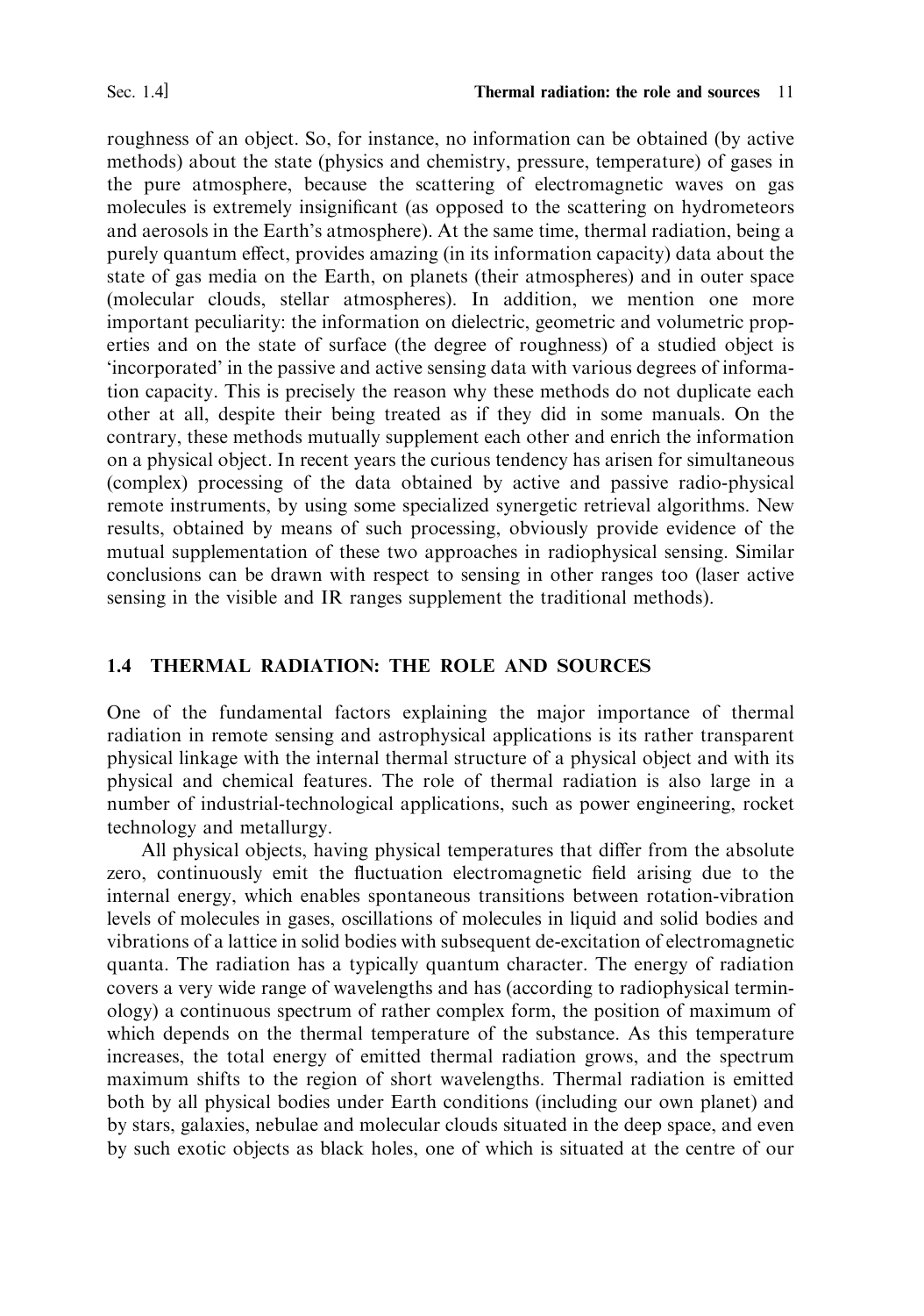roughness of an object. So, for instance, no information can be obtained (by active methods) about the state (physics and chemistry, pressure, temperature) of gases in the pure atmosphere, because the scattering of electromagnetic waves on gas molecules is extremely insignificant (as opposed to the scattering on hydrometeors and aerosols in the Earth's atmosphere). At the same time, thermal radiation, being a purely quantum effect, provides amazing (in its information capacity) data about the state of gas media on the Earth, on planets (their atmospheres) and in outer space (molecular clouds, stellar atmospheres). In addition, we mention one more important peculiarity: the information on dielectric, geometric and volumetric properties and on the state of surface (the degree of roughness) of a studied object is 'incorporated' in the passive and active sensing data with various degrees of information capacity. This is precisely the reason why these methods do not duplicate each other at all, despite their being treated as if they did in some manuals. On the contrary, these methods mutually supplement each other and enrich the information on a physical object. In recent years the curious tendency has arisen for simultaneous (complex) processing of the data obtained by active and passive radio-physical remote instruments, by using some specialized synergetic retrieval algorithms. New results, obtained by means of such processing, obviously provide evidence of the mutual supplementation of these two approaches in radiophysical sensing. Similar conclusions can be drawn with respect to sensing in other ranges too (laser active sensing in the visible and IR ranges supplement the traditional methods).

## 1.4 THERMAL RADIATION: THE ROLE AND SOURCES

One of the fundamental factors explaining the major importance of thermal radiation in remote sensing and astrophysical applications is its rather transparent physical linkage with the internal thermal structure of a physical object and with its physical and chemical features. The role of thermal radiation is also large in a number of industrial-technological applications, such as power engineering, rocket technology and metallurgy.

All physical objects, having physical temperatures that differ from the absolute zero, continuously emit the fluctuation electromagnetic field arising due to the internal energy, which enables spontaneous transitions between rotation-vibration levels of molecules in gases, oscillations of molecules in liquid and solid bodies and vibrations of a lattice in solid bodies with subsequent de-excitation of electromagnetic quanta. The radiation has a typically quantum character. The energy of radiation covers a very wide range of wavelengths and has (according to radiophysical terminology) a continuous spectrum of rather complex form, the position of maximum of which depends on the thermal temperature of the substance. As this temperature increases, the total energy of emitted thermal radiation grows, and the spectrum maximum shifts to the region of short wavelengths. Thermal radiation is emitted both by all physical bodies under Earth conditions (including our own planet) and by stars, galaxies, nebulae and molecular clouds situated in the deep space, and even by such exotic objects as black holes, one of which is situated at the centre of our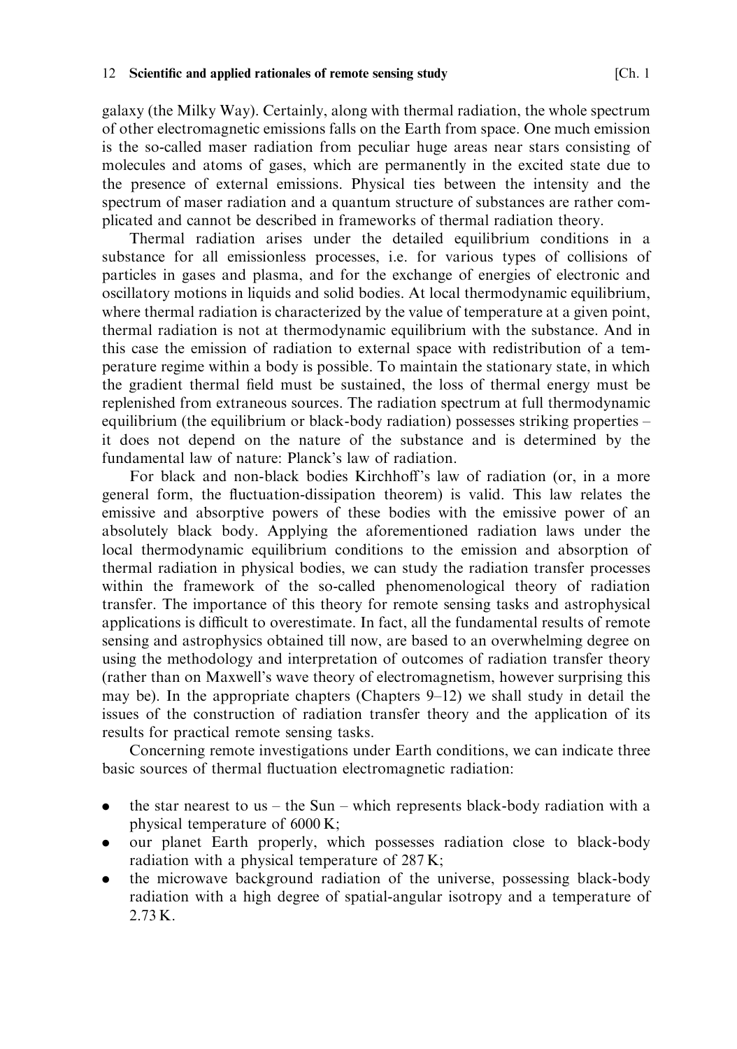galaxy (the Milky Way). Certainly, along with thermal radiation, the whole spectrum of other electromagnetic emissions falls on the Earth from space. One much emission is the so-called maser radiation from peculiar huge areas near stars consisting of molecules and atoms of gases, which are permanently in the excited state due to the presence of external emissions. Physical ties between the intensity and the spectrum of maser radiation and a quantum structure of substances are rather complicated and cannot be described in frameworks of thermal radiation theory.

Thermal radiation arises under the detailed equilibrium conditions in a substance for all emissionless processes, i.e. for various types of collisions of particles in gases and plasma, and for the exchange of energies of electronic and oscillatory motions in liquids and solid bodies. At local thermodynamic equilibrium, where thermal radiation is characterized by the value of temperature at a given point, thermal radiation is not at thermodynamic equilibrium with the substance. And in this case the emission of radiation to external space with redistribution of a temperature regime within a body is possible. To maintain the stationary state, in which the gradient thermal field must be sustained, the loss of thermal energy must be replenished from extraneous sources. The radiation spectrum at full thermodynamic equilibrium (the equilibrium or black-body radiation) possesses striking properties – it does not depend on the nature of the substance and is determined by the fundamental law of nature: Planck's law of radiation.

For black and non-black bodies Kirchhoff's law of radiation (or, in a more general form, the fluctuation-dissipation theorem) is valid. This law relates the emissive and absorptive powers of these bodies with the emissive power of an absolutely black body. Applying the aforementioned radiation laws under the local thermodynamic equilibrium conditions to the emission and absorption of thermal radiation in physical bodies, we can study the radiation transfer processes within the framework of the so-called phenomenological theory of radiation transfer. The importance of this theory for remote sensing tasks and astrophysical applications is difficult to overestimate. In fact, all the fundamental results of remote sensing and astrophysics obtained till now, are based to an overwhelming degree on using the methodology and interpretation of outcomes of radiation transfer theory (rather than on Maxwell's wave theory of electromagnetism, however surprising this may be). In the appropriate chapters (Chapters 9–12) we shall study in detail the issues of the construction of radiation transfer theory and the application of its results for practical remote sensing tasks.

Concerning remote investigations under Earth conditions, we can indicate three basic sources of thermal fluctuation electromagnetic radiation:

- the star nearest to us – the Sun – which represents black-body radiation with a physical temperature of 6000 K;
- our planet Earth properly, which possesses radiation close to black-body radiation with a physical temperature of 287 K;
- the microwave background radiation of the universe, possessing black-body radiation with a high degree of spatial-angular isotropy and a temperature of 2.73 K.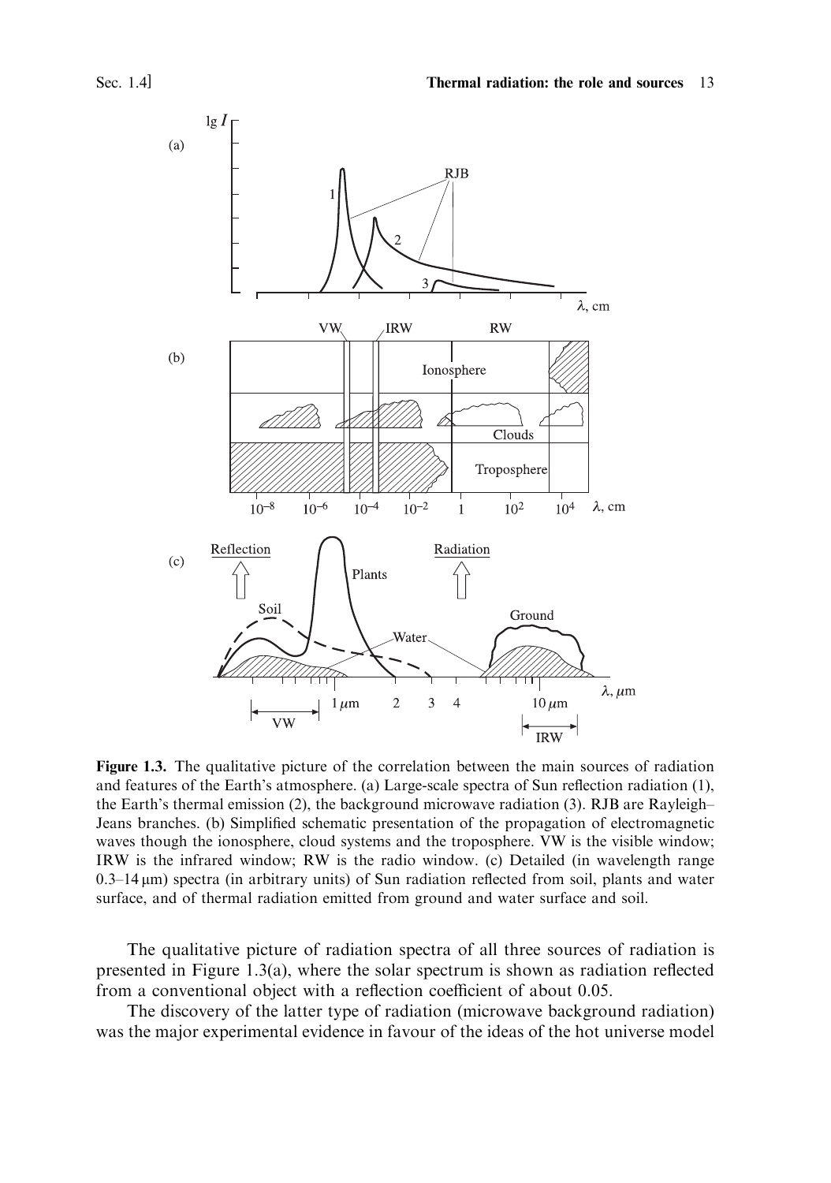**Figure 1.3.** The qualitative picture of the correlation between the main sources of radiation and features of the Earth's atmosphere. (a) Large-scale spectra of Sun reflection radiation (1), the Earth's thermal emission (2), the background microwave radiation (3). RJB are Rayleigh–Jeans branches. (b) Simplified schematic presentation of the propagation of electromagnetic waves though the ionosphere, cloud systems and the troposphere. VW is the visible window; IRW is the infrared window; RW is the radio window. (c) Detailed (in wavelength range 0.3–14 μm) spectra (in arbitrary units) of Sun radiation reflected from soil, plants and water surface, and of thermal radiation emitted from ground and water surface and soil.

The qualitative picture of radiation spectra of all three sources of radiation is presented in Figure 1.3(a), where the solar spectrum is shown as radiation reflected from a conventional object with a reflection coefficient of about 0.05.

The discovery of the latter type of radiation (microwave background radiation) was the major experimental evidence in favour of the ideas of the hot universe model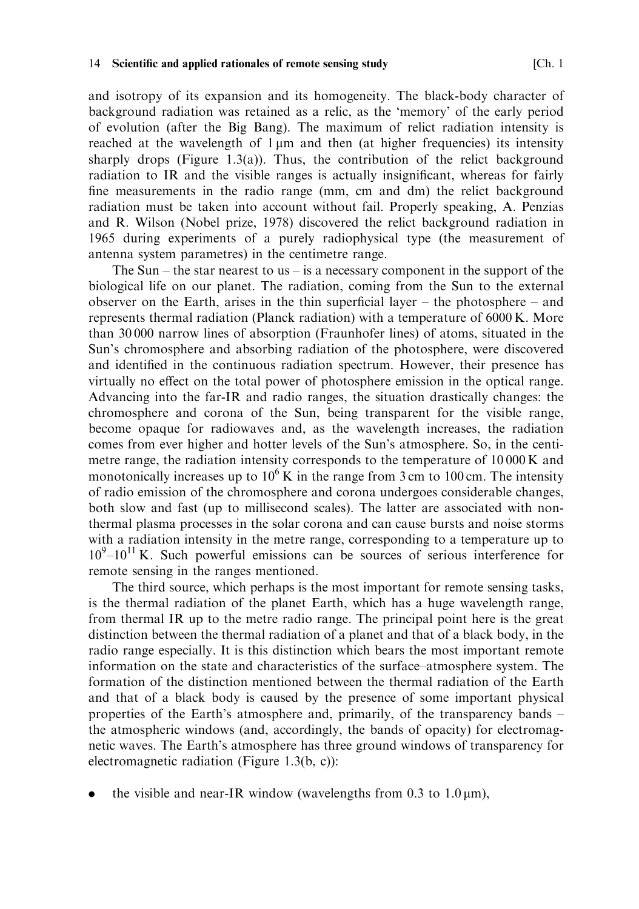and isotropy of its expansion and its homogeneity. The black-body character of background radiation was retained as a relic, as the 'memory' of the early period of evolution (after the Big Bang). The maximum of relict radiation intensity is reached at the wavelength of 1 μm and then (at higher frequencies) its intensity sharply drops (Figure 1.3(a)). Thus, the contribution of the relict background radiation to IR and the visible ranges is actually insignificant, whereas for fairly fine measurements in the radio range (mm, cm and dm) the relict background radiation must be taken into account without fail. Properly speaking, A. Penzias and R. Wilson (Nobel prize, 1978) discovered the relict background radiation in 1965 during experiments of a purely radiophysical type (the measurement of antenna system parametres) in the centimetre range.

The Sun – the star nearest to us – is a necessary component in the support of the biological life on our planet. The radiation, coming from the Sun to the external observer on the Earth, arises in the thin superficial layer – the photosphere – and represents thermal radiation (Planck radiation) with a temperature of 6000 K. More than 30 000 narrow lines of absorption (Fraunhofer lines) of atoms, situated in the Sun's chromosphere and absorbing radiation of the photosphere, were discovered and identified in the continuous radiation spectrum. However, their presence has virtually no effect on the total power of photosphere emission in the optical range. Advancing into the far-IR and radio ranges, the situation drastically changes: the chromosphere and corona of the Sun, being transparent for the visible range, become opaque for radiowaves and, as the wavelength increases, the radiation comes from ever higher and hotter levels of the Sun's atmosphere. So, in the centimetre range, the radiation intensity corresponds to the temperature of 10 000 K and monotonically increases up to $10^6$ K in the range from 3 cm to 100 cm. The intensity of radio emission of the chromosphere and corona undergoes considerable changes, both slow and fast (up to millisecond scales). The latter are associated with non-thermal plasma processes in the solar corona and can cause bursts and noise storms with a radiation intensity in the metre range, corresponding to a temperature up to $10^9$–$10^{11}$ K. Such powerful emissions can be sources of serious interference for remote sensing in the ranges mentioned.

The third source, which perhaps is the most important for remote sensing tasks, is the thermal radiation of the planet Earth, which has a huge wavelength range, from thermal IR up to the metre radio range. The principal point here is the great distinction between the thermal radiation of a planet and that of a black body, in the radio range especially. It is this distinction which bears the most important remote information on the state and characteristics of the surface–atmosphere system. The formation of the distinction mentioned between the thermal radiation of the Earth and that of a black body is caused by the presence of some important physical properties of the Earth's atmosphere and, primarily, of the transparency bands – the atmospheric windows (and, accordingly, the bands of opacity) for electromagnetic waves. The Earth's atmosphere has three ground windows of transparency for electromagnetic radiation (Figure 1.3(b, c)):

- the visible and near-IR window (wavelengths from 0.3 to 1.0 μm),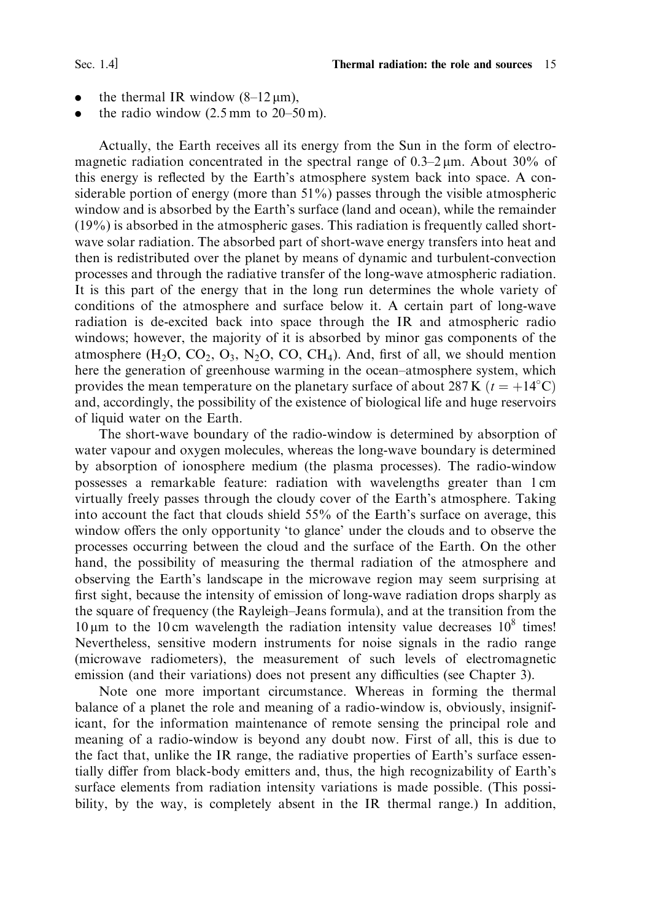- the thermal IR window (8–12 μm),
- the radio window (2.5 mm to 20–50 m).

Actually, the Earth receives all its energy from the Sun in the form of electromagnetic radiation concentrated in the spectral range of 0.3–2 μm. About 30% of this energy is reflected by the Earth's atmosphere system back into space. A considerable portion of energy (more than 51%) passes through the visible atmospheric window and is absorbed by the Earth's surface (land and ocean), while the remainder (19%) is absorbed in the atmospheric gases. This radiation is frequently called short-wave solar radiation. The absorbed part of short-wave energy transfers into heat and then is redistributed over the planet by means of dynamic and turbulent-convection processes and through the radiative transfer of the long-wave atmospheric radiation. It is this part of the energy that in the long run determines the whole variety of conditions of the atmosphere and surface below it. A certain part of long-wave radiation is de-excited back into space through the IR and atmospheric radio windows; however, the majority of it is absorbed by minor gas components of the atmosphere ($H_2O$, $CO_2$, $O_3$, $N_2O$, CO, $CH_4$). And, first of all, we should mention here the generation of greenhouse warming in the ocean–atmosphere system, which provides the mean temperature on the planetary surface of about 287 K ($t = +14^\circ C$) and, accordingly, the possibility of the existence of biological life and huge reservoirs of liquid water on the Earth.

The short-wave boundary of the radio-window is determined by absorption of water vapour and oxygen molecules, whereas the long-wave boundary is determined by absorption of ionosphere medium (the plasma processes). The radio-window possesses a remarkable feature: radiation with wavelengths greater than 1 cm virtually freely passes through the cloudy cover of the Earth's atmosphere. Taking into account the fact that clouds shield 55% of the Earth's surface on average, this window offers the only opportunity 'to glance' under the clouds and to observe the processes occurring between the cloud and the surface of the Earth. On the other hand, the possibility of measuring the thermal radiation of the atmosphere and observing the Earth's landscape in the microwave region may seem surprising at first sight, because the intensity of emission of long-wave radiation drops sharply as the square of frequency (the Rayleigh–Jeans formula), and at the transition from the 10 μm to the 10 cm wavelength the radiation intensity value decreases $10^8$ times! Nevertheless, sensitive modern instruments for noise signals in the radio range (microwave radiometers), the measurement of such levels of electromagnetic emission (and their variations) does not present any difficulties (see Chapter 3).

Note one more important circumstance. Whereas in forming the thermal balance of a planet the role and meaning of a radio-window is, obviously, insignificant, for the information maintenance of remote sensing the principal role and meaning of a radio-window is beyond any doubt now. First of all, this is due to the fact that, unlike the IR range, the radiative properties of Earth's surface essentially differ from black-body emitters and, thus, the high recognizability of Earth's surface elements from radiation intensity variations is made possible. (This possibility, by the way, is completely absent in the IR thermal range.) In addition,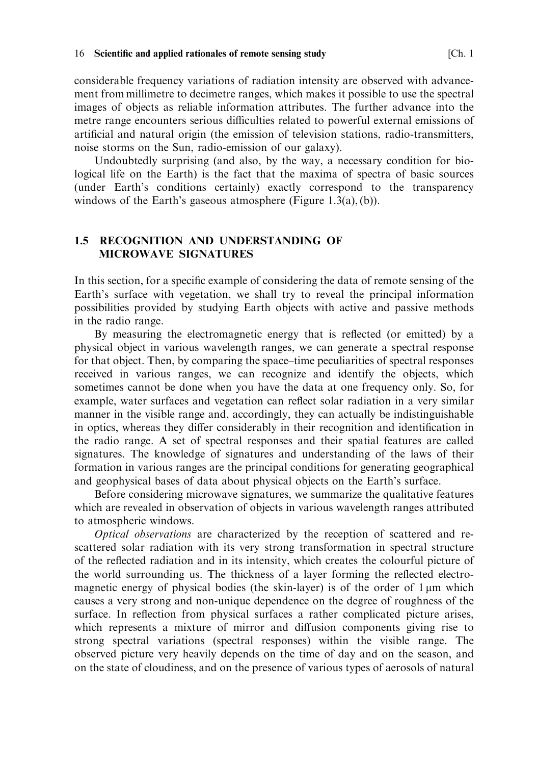considerable frequency variations of radiation intensity are observed with advancement from millimetre to decimetre ranges, which makes it possible to use the spectral images of objects as reliable information attributes. The further advance into the metre range encounters serious difficulties related to powerful external emissions of artificial and natural origin (the emission of television stations, radio-transmitters, noise storms on the Sun, radio-emission of our galaxy).

Undoubtedly surprising (and also, by the way, a necessary condition for biological life on the Earth) is the fact that the maxima of spectra of basic sources (under Earth's conditions certainly) exactly correspond to the transparency windows of the Earth's gaseous atmosphere (Figure 1.3(a), (b)).

## 1.5 RECOGNITION AND UNDERSTANDING OF MICROWAVE SIGNATURES

In this section, for a specific example of considering the data of remote sensing of the Earth's surface with vegetation, we shall try to reveal the principal information possibilities provided by studying Earth objects with active and passive methods in the radio range.

By measuring the electromagnetic energy that is reflected (or emitted) by a physical object in various wavelength ranges, we can generate a spectral response for that object. Then, by comparing the space–time peculiarities of spectral responses received in various ranges, we can recognize and identify the objects, which sometimes cannot be done when you have the data at one frequency only. So, for example, water surfaces and vegetation can reflect solar radiation in a very similar manner in the visible range and, accordingly, they can actually be indistinguishable in optics, whereas they differ considerably in their recognition and identification in the radio range. A set of spectral responses and their spatial features are called signatures. The knowledge of signatures and understanding of the laws of their formation in various ranges are the principal conditions for generating geographical and geophysical bases of data about physical objects on the Earth's surface.

Before considering microwave signatures, we summarize the qualitative features which are revealed in observation of objects in various wavelength ranges attributed to atmospheric windows.

*Optical observations* are characterized by the reception of scattered and rescattered solar radiation with its very strong transformation in spectral structure of the reflected radiation and in its intensity, which creates the colourful picture of the world surrounding us. The thickness of a layer forming the reflected electromagnetic energy of physical bodies (the skin-layer) is of the order of 1 μm which causes a very strong and non-unique dependence on the degree of roughness of the surface. In reflection from physical surfaces a rather complicated picture arises, which represents a mixture of mirror and diffusion components giving rise to strong spectral variations (spectral responses) within the visible range. The observed picture very heavily depends on the time of day and on the season, and on the state of cloudiness, and on the presence of various types of aerosols of natural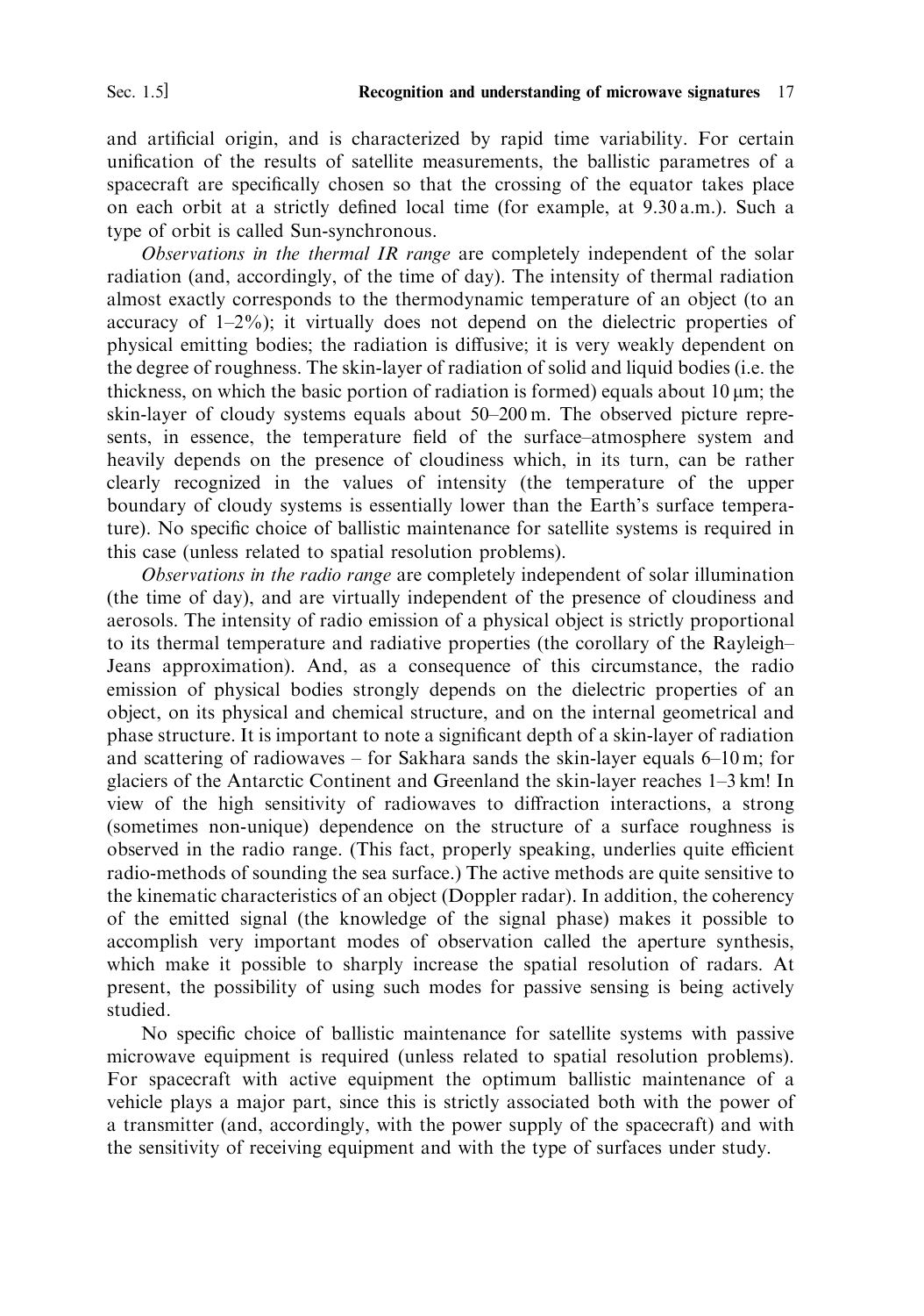and artificial origin, and is characterized by rapid time variability. For certain unification of the results of satellite measurements, the ballistic parametres of a spacecraft are specifically chosen so that the crossing of the equator takes place on each orbit at a strictly defined local time (for example, at 9.30 a.m.). Such a type of orbit is called Sun-synchronous.

*Observations in the thermal IR range* are completely independent of the solar radiation (and, accordingly, of the time of day). The intensity of thermal radiation almost exactly corresponds to the thermodynamic temperature of an object (to an accuracy of 1–2%); it virtually does not depend on the dielectric properties of physical emitting bodies; the radiation is diffusive; it is very weakly dependent on the degree of roughness. The skin-layer of radiation of solid and liquid bodies (i.e. the thickness, on which the basic portion of radiation is formed) equals about 10 μm; the skin-layer of cloudy systems equals about 50–200 m. The observed picture represents, in essence, the temperature field of the surface–atmosphere system and heavily depends on the presence of cloudiness which, in its turn, can be rather clearly recognized in the values of intensity (the temperature of the upper boundary of cloudy systems is essentially lower than the Earth's surface temperature). No specific choice of ballistic maintenance for satellite systems is required in this case (unless related to spatial resolution problems).

*Observations in the radio range* are completely independent of solar illumination (the time of day), and are virtually independent of the presence of cloudiness and aerosols. The intensity of radio emission of a physical object is strictly proportional to its thermal temperature and radiative properties (the corollary of the Rayleigh–Jeans approximation). And, as a consequence of this circumstance, the radio emission of physical bodies strongly depends on the dielectric properties of an object, on its physical and chemical structure, and on the internal geometrical and phase structure. It is important to note a significant depth of a skin-layer of radiation and scattering of radiowaves – for Sakhara sands the skin-layer equals 6–10 m; for glaciers of the Antarctic Continent and Greenland the skin-layer reaches 1–3 km! In view of the high sensitivity of radiowaves to diffraction interactions, a strong (sometimes non-unique) dependence on the structure of a surface roughness is observed in the radio range. (This fact, properly speaking, underlies quite efficient radio-methods of sounding the sea surface.) The active methods are quite sensitive to the kinematic characteristics of an object (Doppler radar). In addition, the coherency of the emitted signal (the knowledge of the signal phase) makes it possible to accomplish very important modes of observation called the aperture synthesis, which make it possible to sharply increase the spatial resolution of radars. At present, the possibility of using such modes for passive sensing is being actively studied.

No specific choice of ballistic maintenance for satellite systems with passive microwave equipment is required (unless related to spatial resolution problems). For spacecraft with active equipment the optimum ballistic maintenance of a vehicle plays a major part, since this is strictly associated both with the power of a transmitter (and, accordingly, with the power supply of the spacecraft) and with the sensitivity of receiving equipment and with the type of surfaces under study.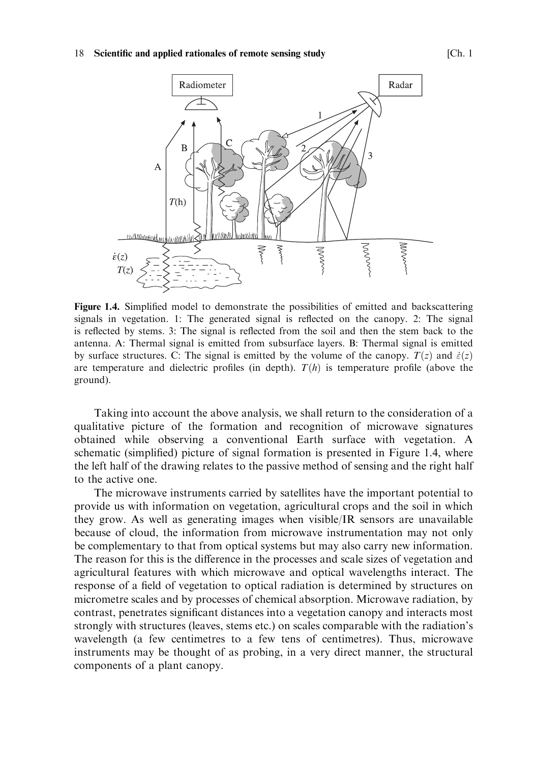**Figure 1.4.** Simplified model to demonstrate the possibilities of emitted and backscattering signals in vegetation. 1: The generated signal is reflected on the canopy. 2: The signal is reflected by stems. 3: The signal is reflected from the soil and then the stem back to the antenna. A: Thermal signal is emitted from subsurface layers. B: Thermal signal is emitted by surface structures. C: The signal is emitted by the volume of the canopy. $T(z)$ and $\dot{\varepsilon}(z)$ are temperature and dielectric profiles (in depth). $T(h)$ is temperature profile (above the ground).

Taking into account the above analysis, we shall return to the consideration of a qualitative picture of the formation and recognition of microwave signatures obtained while observing a conventional Earth surface with vegetation. A schematic (simplified) picture of signal formation is presented in Figure 1.4, where the left half of the drawing relates to the passive method of sensing and the right half to the active one.

The microwave instruments carried by satellites have the important potential to provide us with information on vegetation, agricultural crops and the soil in which they grow. As well as generating images when visible/IR sensors are unavailable because of cloud, the information from microwave instrumentation may not only be complementary to that from optical systems but may also carry new information. The reason for this is the difference in the processes and scale sizes of vegetation and agricultural features with which microwave and optical wavelengths interact. The response of a field of vegetation to optical radiation is determined by structures on micrometre scales and by processes of chemical absorption. Microwave radiation, by contrast, penetrates significant distances into a vegetation canopy and interacts most strongly with structures (leaves, stems etc.) on scales comparable with the radiation's wavelength (a few centimetres to a few tens of centimetres). Thus, microwave instruments may be thought of as probing, in a very direct manner, the structural components of a plant canopy.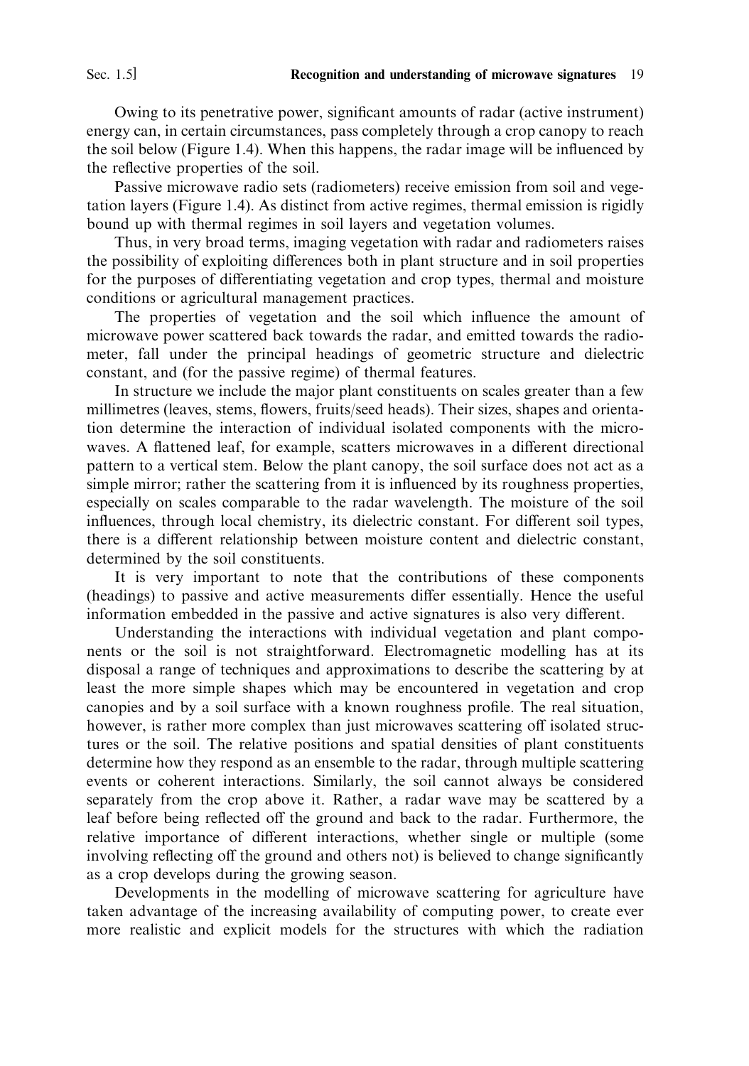Owing to its penetrative power, significant amounts of radar (active instrument) energy can, in certain circumstances, pass completely through a crop canopy to reach the soil below (Figure 1.4). When this happens, the radar image will be influenced by the reflective properties of the soil.

Passive microwave radio sets (radiometers) receive emission from soil and vegetation layers (Figure 1.4). As distinct from active regimes, thermal emission is rigidly bound up with thermal regimes in soil layers and vegetation volumes.

Thus, in very broad terms, imaging vegetation with radar and radiometers raises the possibility of exploiting differences both in plant structure and in soil properties for the purposes of differentiating vegetation and crop types, thermal and moisture conditions or agricultural management practices.

The properties of vegetation and the soil which influence the amount of microwave power scattered back towards the radar, and emitted towards the radiometer, fall under the principal headings of geometric structure and dielectric constant, and (for the passive regime) of thermal features.

In structure we include the major plant constituents on scales greater than a few millimetres (leaves, stems, flowers, fruits/seed heads). Their sizes, shapes and orientation determine the interaction of individual isolated components with the microwaves. A flattened leaf, for example, scatters microwaves in a different directional pattern to a vertical stem. Below the plant canopy, the soil surface does not act as a simple mirror; rather the scattering from it is influenced by its roughness properties, especially on scales comparable to the radar wavelength. The moisture of the soil influences, through local chemistry, its dielectric constant. For different soil types, there is a different relationship between moisture content and dielectric constant, determined by the soil constituents.

It is very important to note that the contributions of these components (headings) to passive and active measurements differ essentially. Hence the useful information embedded in the passive and active signatures is also very different.

Understanding the interactions with individual vegetation and plant components or the soil is not straightforward. Electromagnetic modelling has at its disposal a range of techniques and approximations to describe the scattering by at least the more simple shapes which may be encountered in vegetation and crop canopies and by a soil surface with a known roughness profile. The real situation, however, is rather more complex than just microwaves scattering off isolated structures or the soil. The relative positions and spatial densities of plant constituents determine how they respond as an ensemble to the radar, through multiple scattering events or coherent interactions. Similarly, the soil cannot always be considered separately from the crop above it. Rather, a radar wave may be scattered by a leaf before being reflected off the ground and back to the radar. Furthermore, the relative importance of different interactions, whether single or multiple (some involving reflecting off the ground and others not) is believed to change significantly as a crop develops during the growing season.

Developments in the modelling of microwave scattering for agriculture have taken advantage of the increasing availability of computing power, to create ever more realistic and explicit models for the structures with which the radiation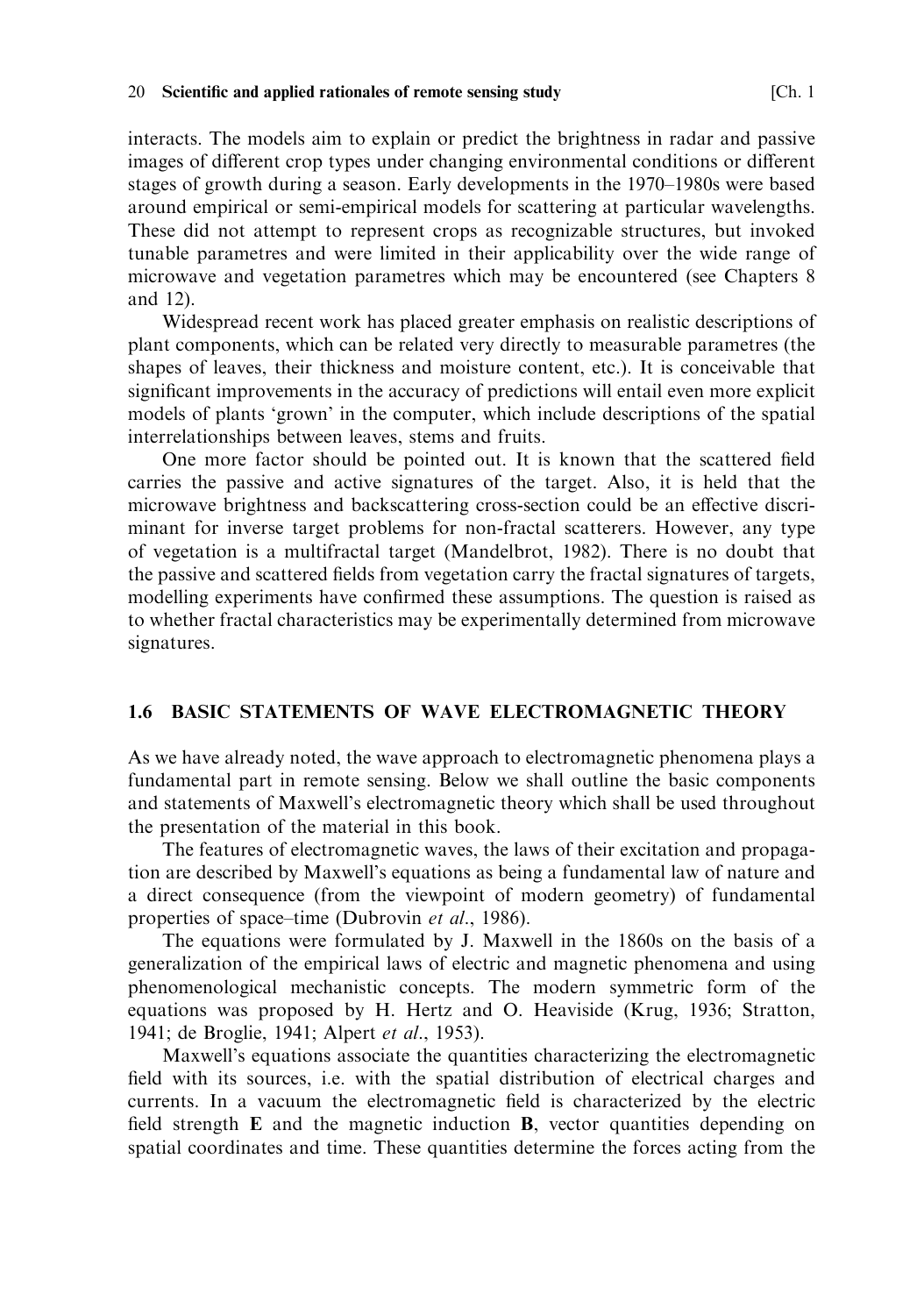interacts. The models aim to explain or predict the brightness in radar and passive images of different crop types under changing environmental conditions or different stages of growth during a season. Early developments in the 1970–1980s were based around empirical or semi-empirical models for scattering at particular wavelengths. These did not attempt to represent crops as recognizable structures, but invoked tunable parametres and were limited in their applicability over the wide range of microwave and vegetation parametres which may be encountered (see Chapters 8 and 12).

Widespread recent work has placed greater emphasis on realistic descriptions of plant components, which can be related very directly to measurable parametres (the shapes of leaves, their thickness and moisture content, etc.). It is conceivable that significant improvements in the accuracy of predictions will entail even more explicit models of plants 'grown' in the computer, which include descriptions of the spatial interrelationships between leaves, stems and fruits.

One more factor should be pointed out. It is known that the scattered field carries the passive and active signatures of the target. Also, it is held that the microwave brightness and backscattering cross-section could be an effective discriminant for inverse target problems for non-fractal scatterers. However, any type of vegetation is a multifractal target (Mandelbrot, 1982). There is no doubt that the passive and scattered fields from vegetation carry the fractal signatures of targets, modelling experiments have confirmed these assumptions. The question is raised as to whether fractal characteristics may be experimentally determined from microwave signatures.

## 1.6 BASIC STATEMENTS OF WAVE ELECTROMAGNETIC THEORY

As we have already noted, the wave approach to electromagnetic phenomena plays a fundamental part in remote sensing. Below we shall outline the basic components and statements of Maxwell's electromagnetic theory which shall be used throughout the presentation of the material in this book.

The features of electromagnetic waves, the laws of their excitation and propagation are described by Maxwell's equations as being a fundamental law of nature and a direct consequence (from the viewpoint of modern geometry) of fundamental properties of space–time (Dubrovin *et al.*, 1986).

The equations were formulated by J. Maxwell in the 1860s on the basis of a generalization of the empirical laws of electric and magnetic phenomena and using phenomenological mechanistic concepts. The modern symmetric form of the equations was proposed by H. Hertz and O. Heaviside (Krug, 1936; Stratton, 1941; de Broglie, 1941; Alpert *et al.*, 1953).

Maxwell's equations associate the quantities characterizing the electromagnetic field with its sources, i.e. with the spatial distribution of electrical charges and currents. In a vacuum the electromagnetic field is characterized by the electric field strength $\mathbf{E}$ and the magnetic induction $\mathbf{B}$, vector quantities depending on spatial coordinates and time. These quantities determine the forces acting from the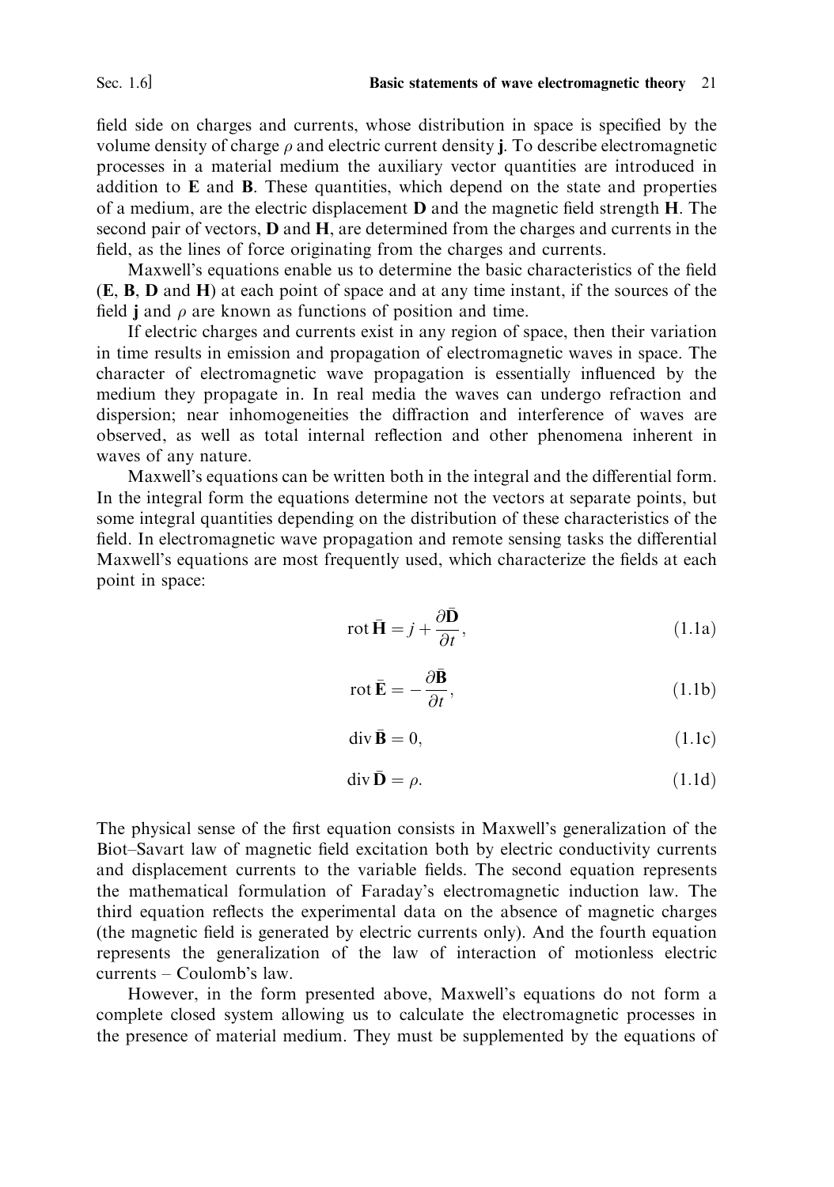field side on charges and currents, whose distribution in space is specified by the volume density of charge $\rho$ and electric current density **j**. To describe electromagnetic processes in a material medium the auxiliary vector quantities are introduced in addition to **E** and **B**. These quantities, which depend on the state and properties of a medium, are the electric displacement **D** and the magnetic field strength **H**. The second pair of vectors, **D** and **H**, are determined from the charges and currents in the field, as the lines of force originating from the charges and currents.

Maxwell's equations enable us to determine the basic characteristics of the field (**E**, **B**, **D** and **H**) at each point of space and at any time instant, if the sources of the field **j** and $\rho$ are known as functions of position and time.

If electric charges and currents exist in any region of space, then their variation in time results in emission and propagation of electromagnetic waves in space. The character of electromagnetic wave propagation is essentially influenced by the medium they propagate in. In real media the waves can undergo refraction and dispersion; near inhomogeneities the diffraction and interference of waves are observed, as well as total internal reflection and other phenomena inherent in waves of any nature.

Maxwell's equations can be written both in the integral and the differential form. In the integral form the equations determine not the vectors at separate points, but some integral quantities depending on the distribution of these characteristics of the field. In electromagnetic wave propagation and remote sensing tasks the differential Maxwell's equations are most frequently used, which characterize the fields at each point in space:

$$\operatorname{rot} \bar{\mathbf{H}} = j + \frac{\partial \bar{\mathbf{D}}}{\partial t}, \tag{1.1a}$$

$$\operatorname{rot} \bar{\mathbf{E}} = -\frac{\partial \bar{\mathbf{B}}}{\partial t}, \tag{1.1b}$$

$$\operatorname{div} \bar{\mathbf{B}} = 0, \tag{1.1c}$$

$$\operatorname{div} \bar{\mathbf{D}} = \rho. \tag{1.1d}$$

The physical sense of the first equation consists in Maxwell's generalization of the Biot–Savart law of magnetic field excitation both by electric conductivity currents and displacement currents to the variable fields. The second equation represents the mathematical formulation of Faraday's electromagnetic induction law. The third equation reflects the experimental data on the absence of magnetic charges (the magnetic field is generated by electric currents only). And the fourth equation represents the generalization of the law of interaction of motionless electric currents – Coulomb's law.

However, in the form presented above, Maxwell's equations do not form a complete closed system allowing us to calculate the electromagnetic processes in the presence of material medium. They must be supplemented by the equations of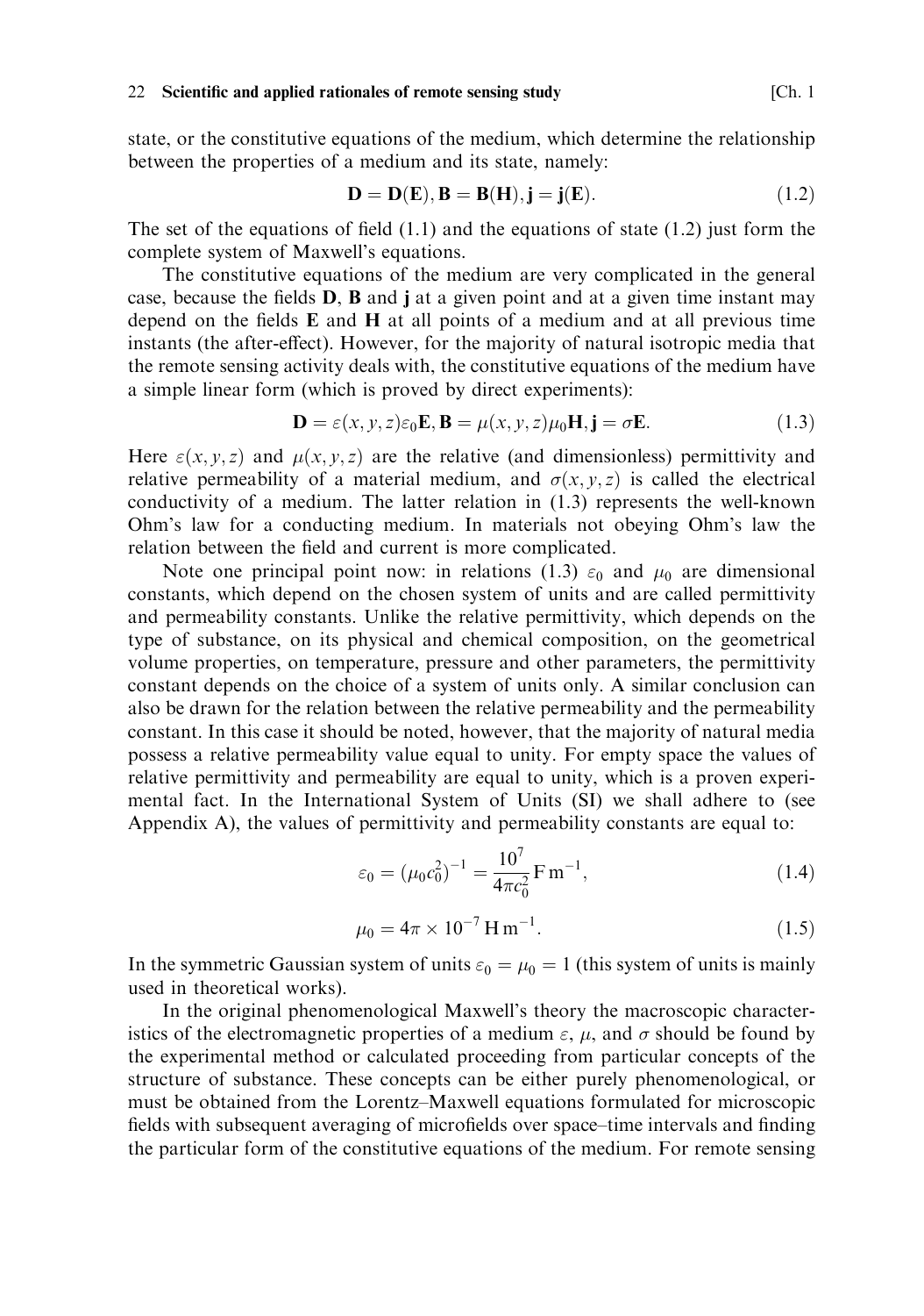state, or the constitutive equations of the medium, which determine the relationship between the properties of a medium and its state, namely:

$$\mathbf{D} = \mathbf{D}(\mathbf{E}), \mathbf{B} = \mathbf{B}(\mathbf{H}), \mathbf{j} = \mathbf{j}(\mathbf{E}). \tag{1.2}$$

The set of the equations of field (1.1) and the equations of state (1.2) just form the complete system of Maxwell's equations.

The constitutive equations of the medium are very complicated in the general case, because the fields **D**, **B** and **j** at a given point and at a given time instant may depend on the fields **E** and **H** at all points of a medium and at all previous time instants (the after-effect). However, for the majority of natural isotropic media that the remote sensing activity deals with, the constitutive equations of the medium have a simple linear form (which is proved by direct experiments):

$$\mathbf{D} = \varepsilon(x, y, z)\varepsilon_0 \mathbf{E}, \mathbf{B} = \mu(x, y, z)\mu_0 \mathbf{H}, \mathbf{j} = \sigma \mathbf{E}. \tag{1.3}$$

Here $\varepsilon(x, y, z)$ and $\mu(x, y, z)$ are the relative (and dimensionless) permittivity and relative permeability of a material medium, and $\sigma(x, y, z)$ is called the electrical conductivity of a medium. The latter relation in (1.3) represents the well-known Ohm's law for a conducting medium. In materials not obeying Ohm's law the relation between the field and current is more complicated.

Note one principal point now: in relations (1.3) $\varepsilon_0$ and $\mu_0$ are dimensional constants, which depend on the chosen system of units and are called permittivity and permeability constants. Unlike the relative permittivity, which depends on the type of substance, on its physical and chemical composition, on the geometrical volume properties, on temperature, pressure and other parameters, the permittivity constant depends on the choice of a system of units only. A similar conclusion can also be drawn for the relation between the relative permeability and the permeability constant. In this case it should be noted, however, that the majority of natural media possess a relative permeability value equal to unity. For empty space the values of relative permittivity and permeability are equal to unity, which is a proven experimental fact. In the International System of Units (SI) we shall adhere to (see Appendix A), the values of permittivity and permeability constants are equal to:

$$\varepsilon_0 = (\mu_0 c_0^2)^{-1} = \frac{10^7}{4\pi c_0^2}\,\mathrm{F\,m^{-1}}, \tag{1.4}$$

$$\mu_0 = 4\pi \times 10^{-7}\,\mathrm{H\,m^{-1}}. \tag{1.5}$$

In the symmetric Gaussian system of units $\varepsilon_0 = \mu_0 = 1$ (this system of units is mainly used in theoretical works).

In the original phenomenological Maxwell's theory the macroscopic characteristics of the electromagnetic properties of a medium $\varepsilon$, $\mu$, and $\sigma$ should be found by the experimental method or calculated proceeding from particular concepts of the structure of substance. These concepts can be either purely phenomenological, or must be obtained from the Lorentz–Maxwell equations formulated for microscopic fields with subsequent averaging of microfields over space–time intervals and finding the particular form of the constitutive equations of the medium. For remote sensing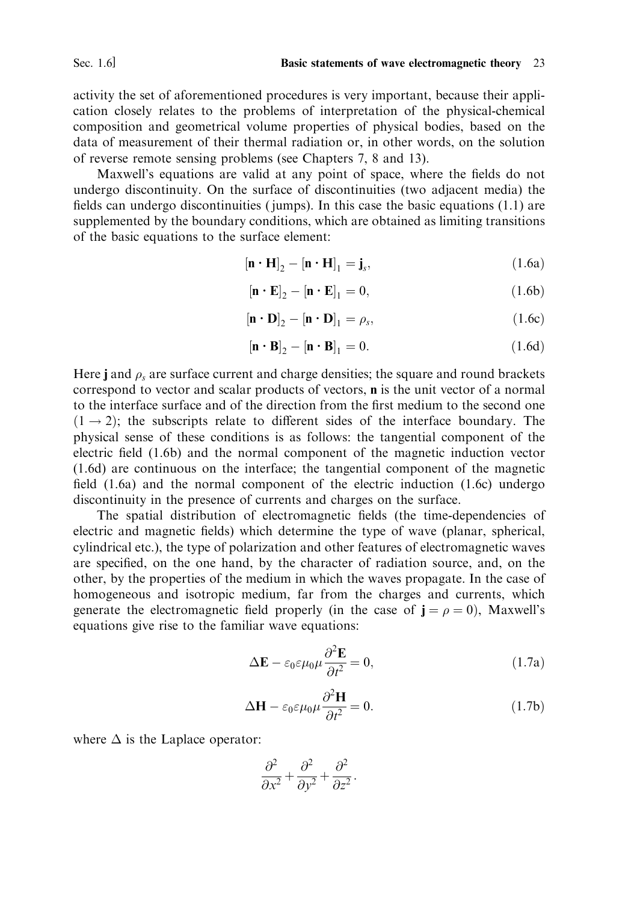activity the set of aforementioned procedures is very important, because their application closely relates to the problems of interpretation of the physical-chemical composition and geometrical volume properties of physical bodies, based on the data of measurement of their thermal radiation or, in other words, on the solution of reverse remote sensing problems (see Chapters 7, 8 and 13).

Maxwell's equations are valid at any point of space, where the fields do not undergo discontinuity. On the surface of discontinuities (two adjacent media) the fields can undergo discontinuities (jumps). In this case the basic equations (1.1) are supplemented by the boundary conditions, which are obtained as limiting transitions of the basic equations to the surface element:

$$[\mathbf{n} \cdot \mathbf{H}]_2 - [\mathbf{n} \cdot \mathbf{H}]_1 = \mathbf{j}_s, \tag{1.6a}$$

$$[\mathbf{n} \cdot \mathbf{E}]_2 - [\mathbf{n} \cdot \mathbf{E}]_1 = 0, \tag{1.6b}$$

$$[\mathbf{n} \cdot \mathbf{D}]_2 - [\mathbf{n} \cdot \mathbf{D}]_1 = \rho_s, \tag{1.6c}$$

$$[\mathbf{n} \cdot \mathbf{B}]_2 - [\mathbf{n} \cdot \mathbf{B}]_1 = 0. \tag{1.6d}$$

Here $\mathbf{j}$ and $\rho_s$ are surface current and charge densities; the square and round brackets correspond to vector and scalar products of vectors, $\mathbf{n}$ is the unit vector of a normal to the interface surface and of the direction from the first medium to the second one $(1 \to 2)$; the subscripts relate to different sides of the interface boundary. The physical sense of these conditions is as follows: the tangential component of the electric field (1.6b) and the normal component of the magnetic induction vector (1.6d) are continuous on the interface; the tangential component of the magnetic field (1.6a) and the normal component of the electric induction (1.6c) undergo discontinuity in the presence of currents and charges on the surface.

The spatial distribution of electromagnetic fields (the time-dependencies of electric and magnetic fields) which determine the type of wave (planar, spherical, cylindrical etc.), the type of polarization and other features of electromagnetic waves are specified, on the one hand, by the character of radiation source, and, on the other, by the properties of the medium in which the waves propagate. In the case of homogeneous and isotropic medium, far from the charges and currents, which generate the electromagnetic field properly (in the case of $\mathbf{j} = \rho = 0$), Maxwell's equations give rise to the familiar wave equations:

$$\Delta\mathbf{E} - \varepsilon_0 \varepsilon \mu_0 \mu \frac{\partial^2 \mathbf{E}}{\partial t^2} = 0, \tag{1.7a}$$

$$\Delta\mathbf{H} - \varepsilon_0 \varepsilon \mu_0 \mu \frac{\partial^2 \mathbf{H}}{\partial t^2} = 0. \tag{1.7b}$$

where $\Delta$ is the Laplace operator:

$$\frac{\partial^2}{\partial x^2} + \frac{\partial^2}{\partial y^2} + \frac{\partial^2}{\partial z^2}.$$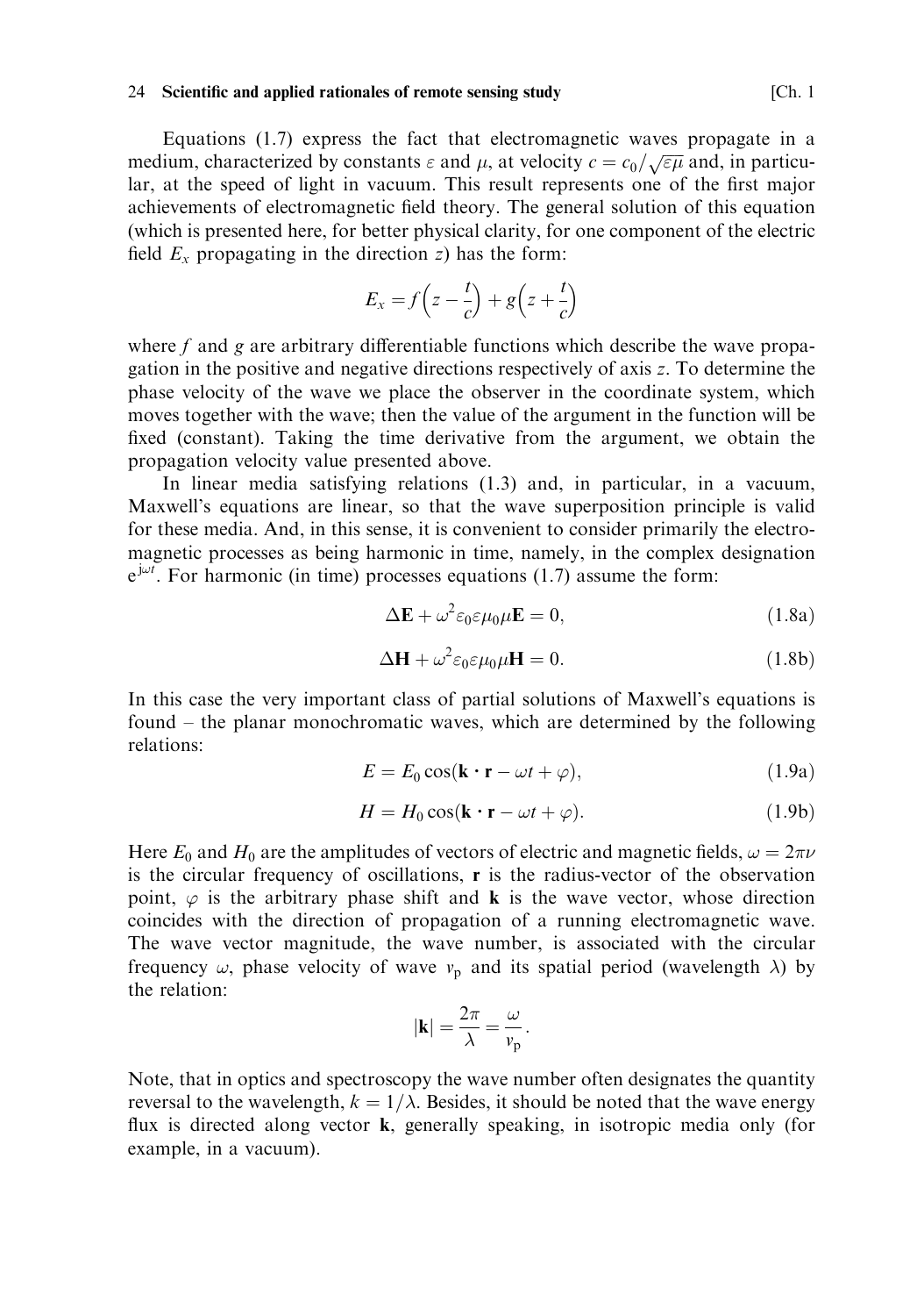Equations (1.7) express the fact that electromagnetic waves propagate in a medium, characterized by constants $\varepsilon$ and $\mu$, at velocity $c = c_0/\sqrt{\varepsilon\mu}$ and, in particular, at the speed of light in vacuum. This result represents one of the first major achievements of electromagnetic field theory. The general solution of this equation (which is presented here, for better physical clarity, for one component of the electric field $E_x$ propagating in the direction $z$) has the form:

$$E_x = f\left(z - \frac{t}{c}\right) + g\left(z + \frac{t}{c}\right)$$

where $f$ and $g$ are arbitrary differentiable functions which describe the wave propagation in the positive and negative directions respectively of axis $z$. To determine the phase velocity of the wave we place the observer in the coordinate system, which moves together with the wave; then the value of the argument in the function will be fixed (constant). Taking the time derivative from the argument, we obtain the propagation velocity value presented above.

In linear media satisfying relations (1.3) and, in particular, in a vacuum, Maxwell's equations are linear, so that the wave superposition principle is valid for these media. And, in this sense, it is convenient to consider primarily the electromagnetic processes as being harmonic in time, namely, in the complex designation $e^{j\omega t}$. For harmonic (in time) processes equations (1.7) assume the form:

$$\Delta \mathbf{E} + \omega^2 \varepsilon_0 \varepsilon \mu_0 \mu \mathbf{E} = 0, \tag{1.8a}$$

$$\Delta \mathbf{H} + \omega^2 \varepsilon_0 \varepsilon \mu_0 \mu \mathbf{H} = 0. \tag{1.8b}$$

In this case the very important class of partial solutions of Maxwell's equations is found – the planar monochromatic waves, which are determined by the following relations:

$$E = E_0 \cos(\mathbf{k} \cdot \mathbf{r} - \omega t + \varphi), \tag{1.9a}$$

$$H = H_0 \cos(\mathbf{k} \cdot \mathbf{r} - \omega t + \varphi). \tag{1.9b}$$

Here $E_0$ and $H_0$ are the amplitudes of vectors of electric and magnetic fields, $\omega = 2\pi\nu$ is the circular frequency of oscillations, $\mathbf{r}$ is the radius-vector of the observation point, $\varphi$ is the arbitrary phase shift and $\mathbf{k}$ is the wave vector, whose direction coincides with the direction of propagation of a running electromagnetic wave. The wave vector magnitude, the wave number, is associated with the circular frequency $\omega$, phase velocity of wave $v_p$ and its spatial period (wavelength $\lambda$) by the relation:

$$|\mathbf{k}| = \frac{2\pi}{\lambda} = \frac{\omega}{v_p}.$$

Note, that in optics and spectroscopy the wave number often designates the quantity reversal to the wavelength, $k = 1/\lambda$. Besides, it should be noted that the wave energy flux is directed along vector $\mathbf{k}$, generally speaking, in isotropic media only (for example, in a vacuum).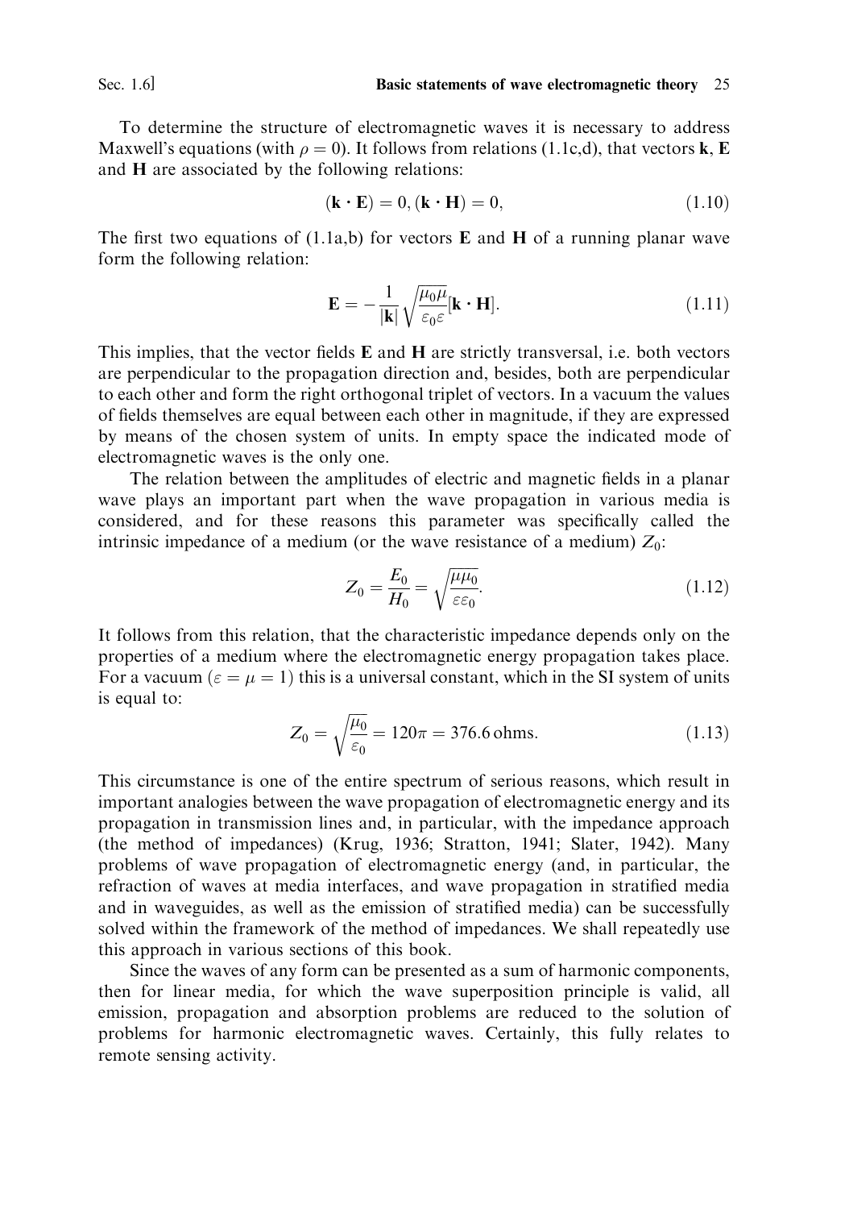To determine the structure of electromagnetic waves it is necessary to address Maxwell's equations (with $\rho = 0$). It follows from relations (1.1c,d), that vectors $\mathbf{k}$, $\mathbf{E}$ and $\mathbf{H}$ are associated by the following relations:

$$(\mathbf{k} \cdot \mathbf{E}) = 0, (\mathbf{k} \cdot \mathbf{H}) = 0, \tag{1.10}$$

The first two equations of (1.1a,b) for vectors $\mathbf{E}$ and $\mathbf{H}$ of a running planar wave form the following relation:

$$\mathbf{E} = -\frac{1}{|\mathbf{k}|}\sqrt{\frac{\mu_0 \mu}{\varepsilon_0 \varepsilon}}[\mathbf{k} \cdot \mathbf{H}]. \tag{1.11}$$

This implies, that the vector fields $\mathbf{E}$ and $\mathbf{H}$ are strictly transversal, i.e. both vectors are perpendicular to the propagation direction and, besides, both are perpendicular to each other and form the right orthogonal triplet of vectors. In a vacuum the values of fields themselves are equal between each other in magnitude, if they are expressed by means of the chosen system of units. In empty space the indicated mode of electromagnetic waves is the only one.

The relation between the amplitudes of electric and magnetic fields in a planar wave plays an important part when the wave propagation in various media is considered, and for these reasons this parameter was specifically called the intrinsic impedance of a medium (or the wave resistance of a medium) $Z_0$:

$$Z_0 = \frac{E_0}{H_0} = \sqrt{\frac{\mu \mu_0}{\varepsilon \varepsilon_0}}. \tag{1.12}$$

It follows from this relation, that the characteristic impedance depends only on the properties of a medium where the electromagnetic energy propagation takes place. For a vacuum ($\varepsilon = \mu = 1$) this is a universal constant, which in the SI system of units is equal to:

$$Z_0 = \sqrt{\frac{\mu_0}{\varepsilon_0}} = 120\pi = 376.6 \text{ ohms}. \tag{1.13}$$

This circumstance is one of the entire spectrum of serious reasons, which result in important analogies between the wave propagation of electromagnetic energy and its propagation in transmission lines and, in particular, with the impedance approach (the method of impedances) (Krug, 1936; Stratton, 1941; Slater, 1942). Many problems of wave propagation of electromagnetic energy (and, in particular, the refraction of waves at media interfaces, and wave propagation in stratified media and in waveguides, as well as the emission of stratified media) can be successfully solved within the framework of the method of impedances. We shall repeatedly use this approach in various sections of this book.

Since the waves of any form can be presented as a sum of harmonic components, then for linear media, for which the wave superposition principle is valid, all emission, propagation and absorption problems are reduced to the solution of problems for harmonic electromagnetic waves. Certainly, this fully relates to remote sensing activity.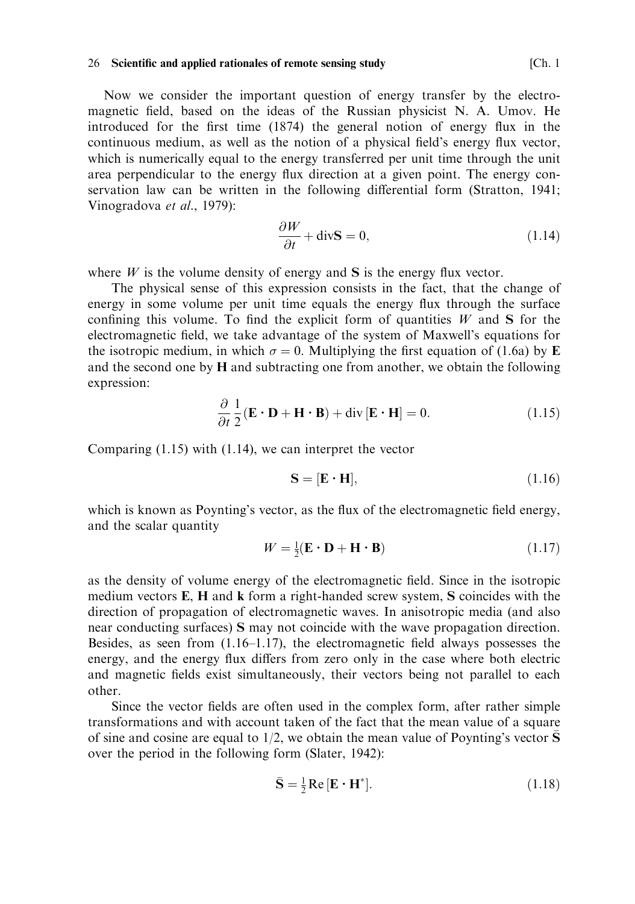Now we consider the important question of energy transfer by the electromagnetic field, based on the ideas of the Russian physicist N. A. Umov. He introduced for the first time (1874) the general notion of energy flux in the continuous medium, as well as the notion of a physical field's energy flux vector, which is numerically equal to the energy transferred per unit time through the unit area perpendicular to the energy flux direction at a given point. The energy conservation law can be written in the following differential form (Stratton, 1941; Vinogradova *et al.*, 1979):

$$\frac{\partial W}{\partial t} + \mathrm{div}\mathbf{S} = 0, \tag{1.14}$$

where $W$ is the volume density of energy and $\mathbf{S}$ is the energy flux vector.

The physical sense of this expression consists in the fact, that the change of energy in some volume per unit time equals the energy flux through the surface confining this volume. To find the explicit form of quantities $W$ and $\mathbf{S}$ for the electromagnetic field, we take advantage of the system of Maxwell's equations for the isotropic medium, in which $\sigma = 0$. Multiplying the first equation of (1.6a) by $\mathbf{E}$ and the second one by $\mathbf{H}$ and subtracting one from another, we obtain the following expression:

$$\frac{\partial}{\partial t}\frac{1}{2}(\mathbf{E}\cdot\mathbf{D} + \mathbf{H}\cdot\mathbf{B}) + \mathrm{div}\,[\mathbf{E}\cdot\mathbf{H}] = 0. \tag{1.15}$$

Comparing (1.15) with (1.14), we can interpret the vector

$$\mathbf{S} = [\mathbf{E}\cdot\mathbf{H}], \tag{1.16}$$

which is known as Poynting's vector, as the flux of the electromagnetic field energy, and the scalar quantity

$$W = \tfrac{1}{2}(\mathbf{E}\cdot\mathbf{D} + \mathbf{H}\cdot\mathbf{B}) \tag{1.17}$$

as the density of volume energy of the electromagnetic field. Since in the isotropic medium vectors $\mathbf{E}$, $\mathbf{H}$ and $\mathbf{k}$ form a right-handed screw system, $\mathbf{S}$ coincides with the direction of propagation of electromagnetic waves. In anisotropic media (and also near conducting surfaces) $\mathbf{S}$ may not coincide with the wave propagation direction. Besides, as seen from (1.16–1.17), the electromagnetic field always possesses the energy, and the energy flux differs from zero only in the case where both electric and magnetic fields exist simultaneously, their vectors being not parallel to each other.

Since the vector fields are often used in the complex form, after rather simple transformations and with account taken of the fact that the mean value of a square of sine and cosine are equal to 1/2, we obtain the mean value of Poynting's vector $\bar{\mathbf{S}}$ over the period in the following form (Slater, 1942):

$$\bar{\mathbf{S}} = \tfrac{1}{2}\,\mathrm{Re}\,[\mathbf{E}\cdot\mathbf{H}^{*}]. \tag{1.18}$$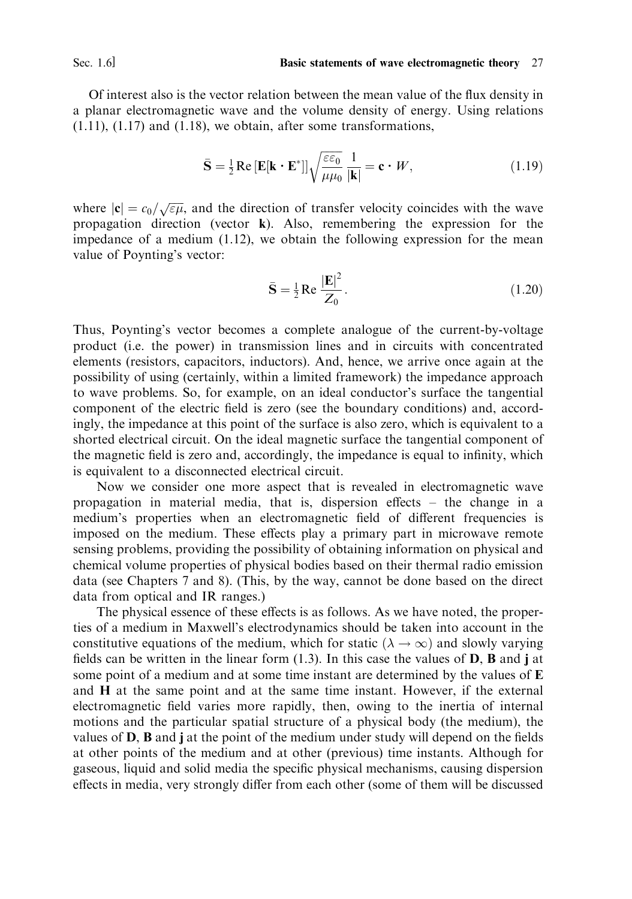Of interest also is the vector relation between the mean value of the flux density in a planar electromagnetic wave and the volume density of energy. Using relations (1.11), (1.17) and (1.18), we obtain, after some transformations,

$$\bar{\mathbf{S}} = \tfrac{1}{2}\operatorname{Re}\left[\mathbf{E}[\mathbf{k}\cdot\mathbf{E}^{*}]\right]\sqrt{\frac{\varepsilon\varepsilon_0}{\mu\mu_0}}\,\frac{1}{|\mathbf{k}|} = \mathbf{c}\cdot W, \tag{1.19}$$

where $|\mathbf{c}| = c_0/\sqrt{\varepsilon\mu}$, and the direction of transfer velocity coincides with the wave propagation direction (vector $\mathbf{k}$). Also, remembering the expression for the impedance of a medium (1.12), we obtain the following expression for the mean value of Poynting's vector:

$$\bar{\mathbf{S}} = \tfrac{1}{2}\operatorname{Re}\frac{|\mathbf{E}|^2}{Z_0}. \tag{1.20}$$

Thus, Poynting's vector becomes a complete analogue of the current-by-voltage product (i.e. the power) in transmission lines and in circuits with concentrated elements (resistors, capacitors, inductors). And, hence, we arrive once again at the possibility of using (certainly, within a limited framework) the impedance approach to wave problems. So, for example, on an ideal conductor's surface the tangential component of the electric field is zero (see the boundary conditions) and, accordingly, the impedance at this point of the surface is also zero, which is equivalent to a shorted electrical circuit. On the ideal magnetic surface the tangential component of the magnetic field is zero and, accordingly, the impedance is equal to infinity, which is equivalent to a disconnected electrical circuit.

Now we consider one more aspect that is revealed in electromagnetic wave propagation in material media, that is, dispersion effects – the change in a medium's properties when an electromagnetic field of different frequencies is imposed on the medium. These effects play a primary part in microwave remote sensing problems, providing the possibility of obtaining information on physical and chemical volume properties of physical bodies based on their thermal radio emission data (see Chapters 7 and 8). (This, by the way, cannot be done based on the direct data from optical and IR ranges.)

The physical essence of these effects is as follows. As we have noted, the properties of a medium in Maxwell's electrodynamics should be taken into account in the constitutive equations of the medium, which for static ($\lambda \to \infty$) and slowly varying fields can be written in the linear form (1.3). In this case the values of $\mathbf{D}$, $\mathbf{B}$ and $\mathbf{j}$ at some point of a medium and at some time instant are determined by the values of $\mathbf{E}$ and $\mathbf{H}$ at the same point and at the same time instant. However, if the external electromagnetic field varies more rapidly, then, owing to the inertia of internal motions and the particular spatial structure of a physical body (the medium), the values of $\mathbf{D}$, $\mathbf{B}$ and $\mathbf{j}$ at the point of the medium under study will depend on the fields at other points of the medium and at other (previous) time instants. Although for gaseous, liquid and solid media the specific physical mechanisms, causing dispersion effects in media, very strongly differ from each other (some of them will be discussed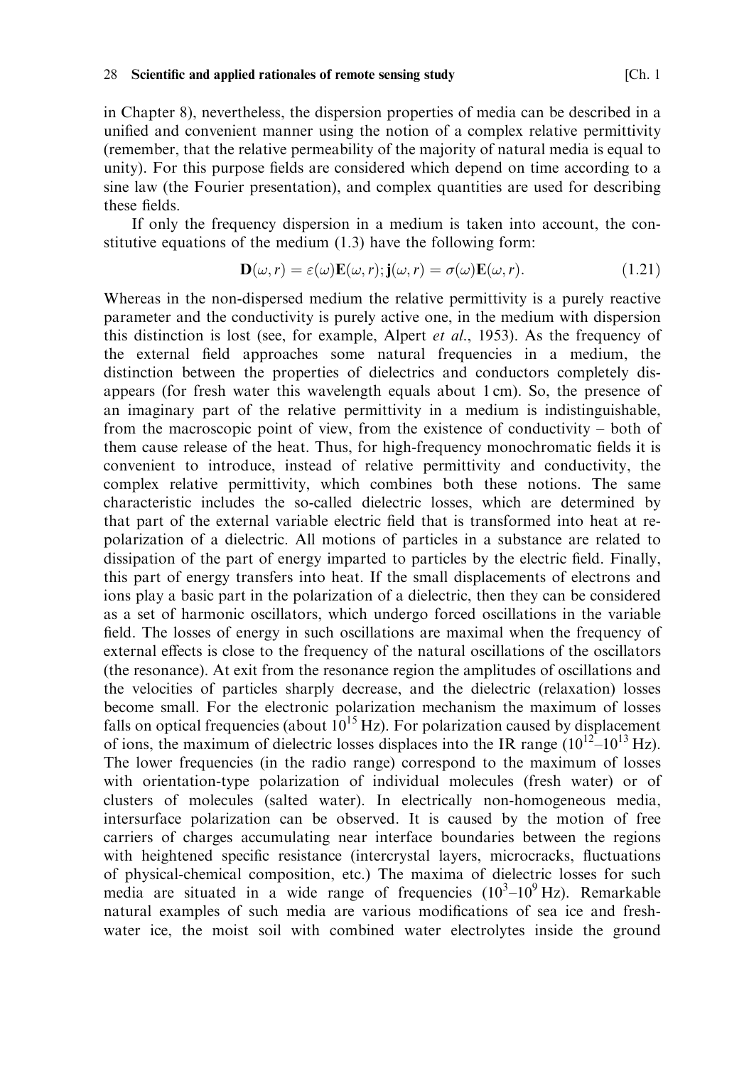in Chapter 8), nevertheless, the dispersion properties of media can be described in a unified and convenient manner using the notion of a complex relative permittivity (remember, that the relative permeability of the majority of natural media is equal to unity). For this purpose fields are considered which depend on time according to a sine law (the Fourier presentation), and complex quantities are used for describing these fields.

If only the frequency dispersion in a medium is taken into account, the constitutive equations of the medium (1.3) have the following form:

$$\mathbf{D}(\omega, r) = \varepsilon(\omega)\mathbf{E}(\omega, r); \mathbf{j}(\omega, r) = \sigma(\omega)\mathbf{E}(\omega, r). \tag{1.21}$$

Whereas in the non-dispersed medium the relative permittivity is a purely reactive parameter and the conductivity is purely active one, in the medium with dispersion this distinction is lost (see, for example, Alpert *et al.*, 1953). As the frequency of the external field approaches some natural frequencies in a medium, the distinction between the properties of dielectrics and conductors completely disappears (for fresh water this wavelength equals about 1 cm). So, the presence of an imaginary part of the relative permittivity in a medium is indistinguishable, from the macroscopic point of view, from the existence of conductivity – both of them cause release of the heat. Thus, for high-frequency monochromatic fields it is convenient to introduce, instead of relative permittivity and conductivity, the complex relative permittivity, which combines both these notions. The same characteristic includes the so-called dielectric losses, which are determined by that part of the external variable electric field that is transformed into heat at re-polarization of a dielectric. All motions of particles in a substance are related to dissipation of the part of energy imparted to particles by the electric field. Finally, this part of energy transfers into heat. If the small displacements of electrons and ions play a basic part in the polarization of a dielectric, then they can be considered as a set of harmonic oscillators, which undergo forced oscillations in the variable field. The losses of energy in such oscillations are maximal when the frequency of external effects is close to the frequency of the natural oscillations of the oscillators (the resonance). At exit from the resonance region the amplitudes of oscillations and the velocities of particles sharply decrease, and the dielectric (relaxation) losses become small. For the electronic polarization mechanism the maximum of losses falls on optical frequencies (about $10^{15}$ Hz). For polarization caused by displacement of ions, the maximum of dielectric losses displaces into the IR range ($10^{12}$–$10^{13}$ Hz). The lower frequencies (in the radio range) correspond to the maximum of losses with orientation-type polarization of individual molecules (fresh water) or of clusters of molecules (salted water). In electrically non-homogeneous media, intersurface polarization can be observed. It is caused by the motion of free carriers of charges accumulating near interface boundaries between the regions with heightened specific resistance (intercrystal layers, microcracks, fluctuations of physical-chemical composition, etc.) The maxima of dielectric losses for such media are situated in a wide range of frequencies ($10^3$–$10^9$ Hz). Remarkable natural examples of such media are various modifications of sea ice and fresh-water ice, the moist soil with combined water electrolytes inside the ground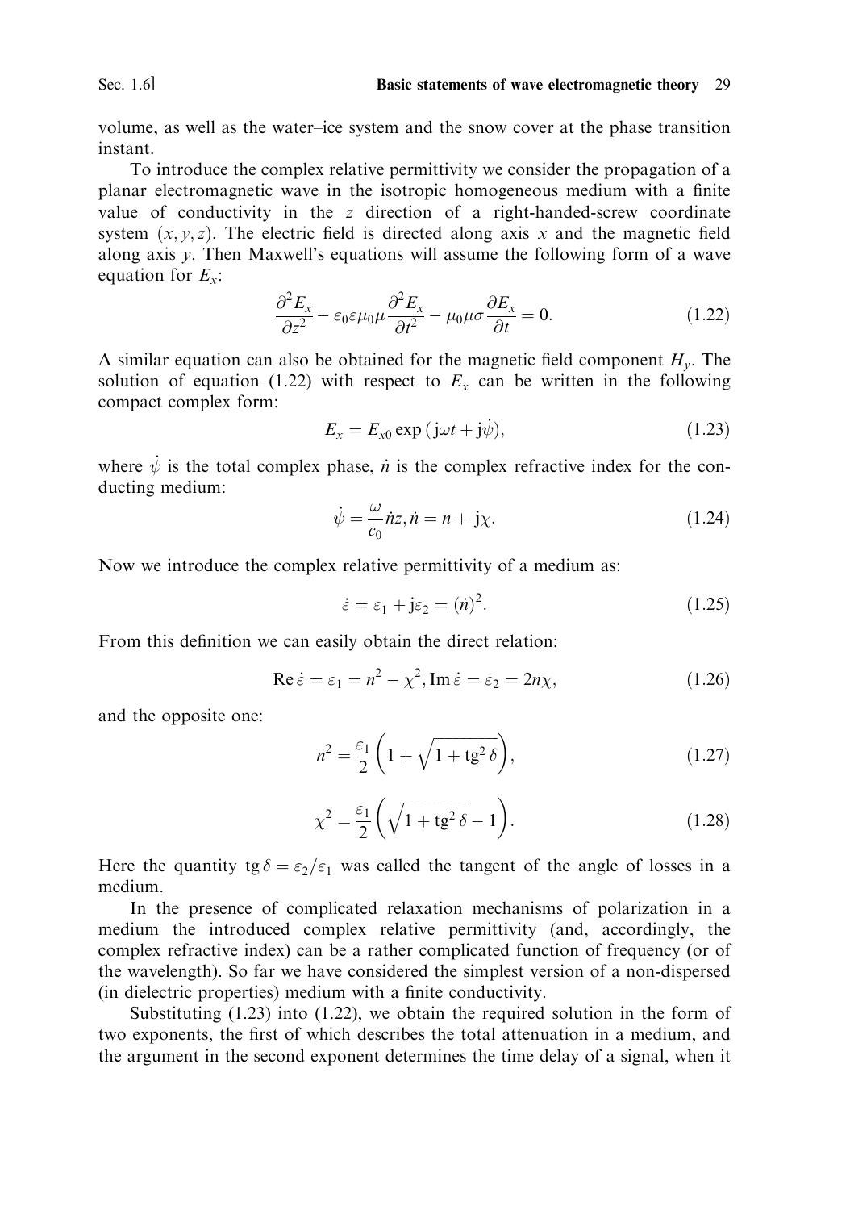volume, as well as the water–ice system and the snow cover at the phase transition instant.

To introduce the complex relative permittivity we consider the propagation of a planar electromagnetic wave in the isotropic homogeneous medium with a finite value of conductivity in the $z$ direction of a right-handed-screw coordinate system $(x, y, z)$. The electric field is directed along axis $x$ and the magnetic field along axis $y$. Then Maxwell's equations will assume the following form of a wave equation for $E_x$:

$$\frac{\partial^2 E_x}{\partial z^2} - \varepsilon_0 \varepsilon \mu_0 \mu \frac{\partial^2 E_x}{\partial t^2} - \mu_0 \mu \sigma \frac{\partial E_x}{\partial t} = 0. \tag{1.22}$$

A similar equation can also be obtained for the magnetic field component $H_y$. The solution of equation (1.22) with respect to $E_x$ can be written in the following compact complex form:

$$E_x = E_{x0} \exp(\mathrm{j}\omega t + \mathrm{j}\dot{\psi}), \tag{1.23}$$

where $\dot{\psi}$ is the total complex phase, $\dot{n}$ is the complex refractive index for the conducting medium:

$$\dot{\psi} = \frac{\omega}{c_0}\dot{n}z, \dot{n} = n + \mathrm{j}\chi. \tag{1.24}$$

Now we introduce the complex relative permittivity of a medium as:

$$\dot{\varepsilon} = \varepsilon_1 + \mathrm{j}\varepsilon_2 = (\dot{n})^2. \tag{1.25}$$

From this definition we can easily obtain the direct relation:

$$\operatorname{Re}\dot{\varepsilon} = \varepsilon_1 = n^2 - \chi^2, \operatorname{Im}\dot{\varepsilon} = \varepsilon_2 = 2n\chi, \tag{1.26}$$

and the opposite one:

$$n^2 = \frac{\varepsilon_1}{2}\left(1 + \sqrt{1 + \operatorname{tg}^2 \delta}\right), \tag{1.27}$$

$$\chi^2 = \frac{\varepsilon_1}{2}\left(\sqrt{1 + \operatorname{tg}^2 \delta} - 1\right). \tag{1.28}$$

Here the quantity $\operatorname{tg}\delta = \varepsilon_2/\varepsilon_1$ was called the tangent of the angle of losses in a medium.

In the presence of complicated relaxation mechanisms of polarization in a medium the introduced complex relative permittivity (and, accordingly, the complex refractive index) can be a rather complicated function of frequency (or of the wavelength). So far we have considered the simplest version of a non-dispersed (in dielectric properties) medium with a finite conductivity.

Substituting (1.23) into (1.22), we obtain the required solution in the form of two exponents, the first of which describes the total attenuation in a medium, and the argument in the second exponent determines the time delay of a signal, when it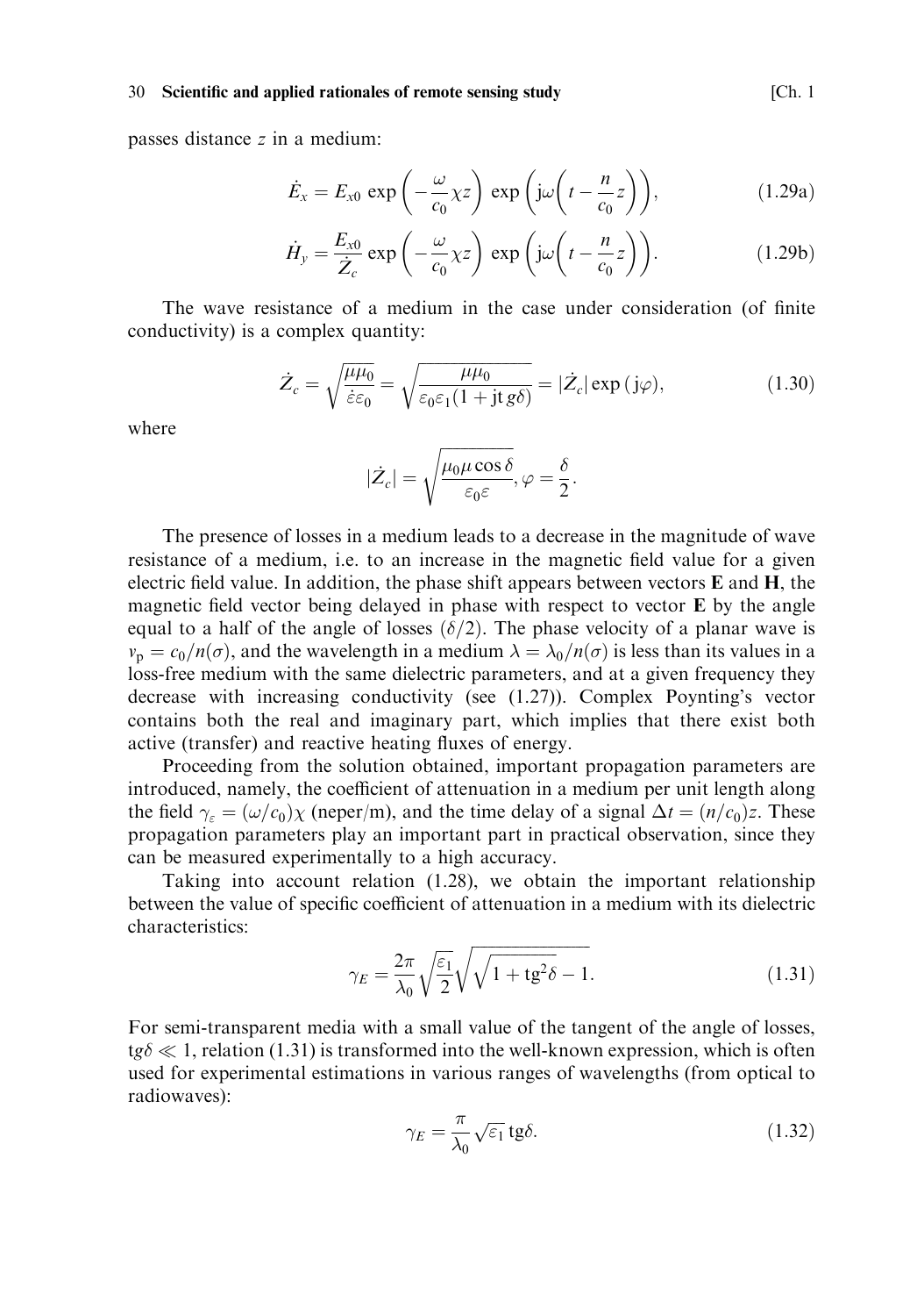passes distance $z$ in a medium:

$$\dot{E}_x = E_{x0} \exp\left(-\frac{\omega}{c_0}\chi z\right) \exp\left(\mathrm{j}\omega\left(t - \frac{n}{c_0}z\right)\right), \tag{1.29a}$$

$$\dot{H}_y = \frac{E_{x0}}{\dot{Z}_c} \exp\left(-\frac{\omega}{c_0}\chi z\right) \exp\left(\mathrm{j}\omega\left(t - \frac{n}{c_0}z\right)\right). \tag{1.29b}$$

The wave resistance of a medium in the case under consideration (of finite conductivity) is a complex quantity:

$$\dot{Z}_c = \sqrt{\frac{\mu\mu_0}{\dot{\varepsilon}\varepsilon_0}} = \sqrt{\frac{\mu\mu_0}{\varepsilon_0\varepsilon_1(1 + \mathrm{jt}\,g\delta)}} = |\dot{Z}_c| \exp(\mathrm{j}\varphi), \tag{1.30}$$

where

$$|\dot{Z}_c| = \sqrt{\frac{\mu_0\mu\cos\delta}{\varepsilon_0\varepsilon}}, \varphi = \frac{\delta}{2}.$$

The presence of losses in a medium leads to a decrease in the magnitude of wave resistance of a medium, i.e. to an increase in the magnetic field value for a given electric field value. In addition, the phase shift appears between vectors **E** and **H**, the magnetic field vector being delayed in phase with respect to vector **E** by the angle equal to a half of the angle of losses ($\delta/2$). The phase velocity of a planar wave is $v_p = c_0/n(\sigma)$, and the wavelength in a medium $\lambda = \lambda_0/n(\sigma)$ is less than its values in a loss-free medium with the same dielectric parameters, and at a given frequency they decrease with increasing conductivity (see (1.27)). Complex Poynting's vector contains both the real and imaginary part, which implies that there exist both active (transfer) and reactive heating fluxes of energy.

Proceeding from the solution obtained, important propagation parameters are introduced, namely, the coefficient of attenuation in a medium per unit length along the field $\gamma_\varepsilon = (\omega/c_0)\chi$ (neper/m), and the time delay of a signal $\Delta t = (n/c_0)z$. These propagation parameters play an important part in practical observation, since they can be measured experimentally to a high accuracy.

Taking into account relation (1.28), we obtain the important relationship between the value of specific coefficient of attenuation in a medium with its dielectric characteristics:

$$\gamma_E = \frac{2\pi}{\lambda_0}\sqrt{\frac{\varepsilon_1}{2}}\sqrt{\sqrt{1 + \mathrm{tg}^2\delta} - 1}. \tag{1.31}$$

For semi-transparent media with a small value of the tangent of the angle of losses, $\mathrm{t}g\delta \ll 1$, relation (1.31) is transformed into the well-known expression, which is often used for experimental estimations in various ranges of wavelengths (from optical to radiowaves):

$$\gamma_E = \frac{\pi}{\lambda_0}\sqrt{\varepsilon_1}\,\mathrm{tg}\delta. \tag{1.32}$$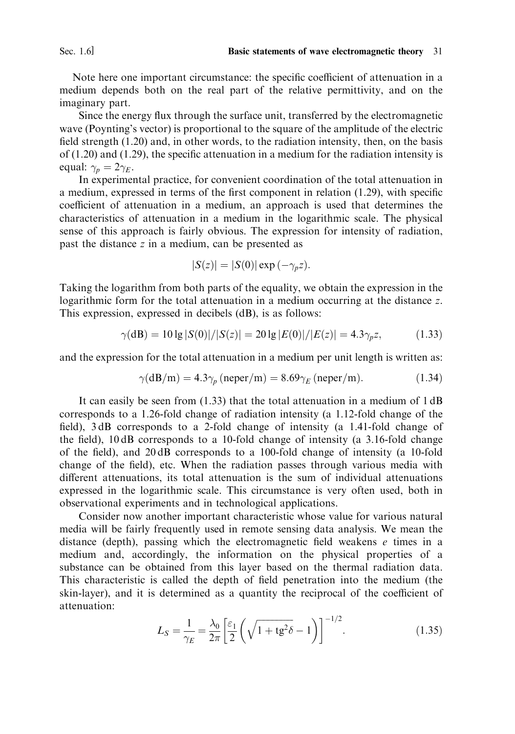Note here one important circumstance: the specific coefficient of attenuation in a medium depends both on the real part of the relative permittivity, and on the imaginary part.

Since the energy flux through the surface unit, transferred by the electromagnetic wave (Poynting's vector) is proportional to the square of the amplitude of the electric field strength (1.20) and, in other words, to the radiation intensity, then, on the basis of (1.20) and (1.29), the specific attenuation in a medium for the radiation intensity is equal: $\gamma_p = 2\gamma_E$.

In experimental practice, for convenient coordination of the total attenuation in a medium, expressed in terms of the first component in relation (1.29), with specific coefficient of attenuation in a medium, an approach is used that determines the characteristics of attenuation in a medium in the logarithmic scale. The physical sense of this approach is fairly obvious. The expression for intensity of radiation, past the distance $z$ in a medium, can be presented as

$$|S(z)| = |S(0)| \exp(-\gamma_p z).$$

Taking the logarithm from both parts of the equality, we obtain the expression in the logarithmic form for the total attenuation in a medium occurring at the distance $z$. This expression, expressed in decibels (dB), is as follows:

$$\gamma(\text{dB}) = 10 \lg |S(0)|/|S(z)| = 20 \lg |E(0)|/|E(z)| = 4.3\gamma_p z, \tag{1.33}$$

and the expression for the total attenuation in a medium per unit length is written as:

$$\gamma(\text{dB/m}) = 4.3\gamma_p \,(\text{neper/m}) = 8.69\gamma_E \,(\text{neper/m}). \tag{1.34}$$

It can easily be seen from (1.33) that the total attenuation in a medium of 1 dB corresponds to a 1.26-fold change of radiation intensity (a 1.12-fold change of the field), 3 dB corresponds to a 2-fold change of intensity (a 1.41-fold change of the field), 10 dB corresponds to a 10-fold change of intensity (a 3.16-fold change of the field), and 20 dB corresponds to a 100-fold change of intensity (a 10-fold change of the field), etc. When the radiation passes through various media with different attenuations, its total attenuation is the sum of individual attenuations expressed in the logarithmic scale. This circumstance is very often used, both in observational experiments and in technological applications.

Consider now another important characteristic whose value for various natural media will be fairly frequently used in remote sensing data analysis. We mean the distance (depth), passing which the electromagnetic field weakens $e$ times in a medium and, accordingly, the information on the physical properties of a substance can be obtained from this layer based on the thermal radiation data. This characteristic is called the depth of field penetration into the medium (the skin-layer), and it is determined as a quantity the reciprocal of the coefficient of attenuation:

$$L_S = \frac{1}{\gamma_E} = \frac{\lambda_0}{2\pi} \left[ \frac{\varepsilon_1}{2} \left( \sqrt{1 + \text{tg}^2 \delta} - 1 \right) \right]^{-1/2}. \tag{1.35}$$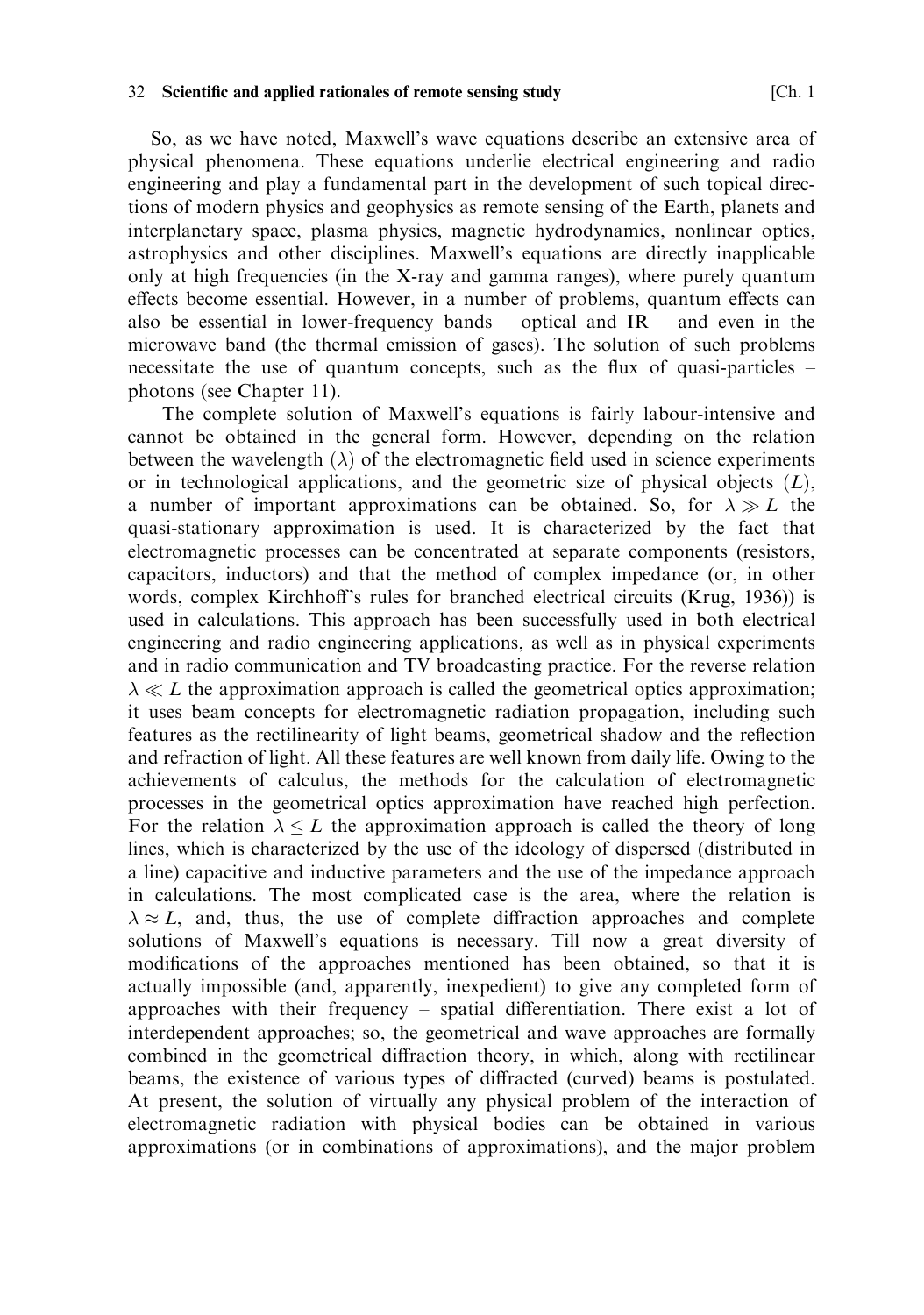So, as we have noted, Maxwell's wave equations describe an extensive area of physical phenomena. These equations underlie electrical engineering and radio engineering and play a fundamental part in the development of such topical directions of modern physics and geophysics as remote sensing of the Earth, planets and interplanetary space, plasma physics, magnetic hydrodynamics, nonlinear optics, astrophysics and other disciplines. Maxwell's equations are directly inapplicable only at high frequencies (in the X-ray and gamma ranges), where purely quantum effects become essential. However, in a number of problems, quantum effects can also be essential in lower-frequency bands – optical and IR – and even in the microwave band (the thermal emission of gases). The solution of such problems necessitate the use of quantum concepts, such as the flux of quasi-particles – photons (see Chapter 11).

The complete solution of Maxwell's equations is fairly labour-intensive and cannot be obtained in the general form. However, depending on the relation between the wavelength ($\lambda$) of the electromagnetic field used in science experiments or in technological applications, and the geometric size of physical objects ($L$), a number of important approximations can be obtained. So, for $\lambda \gg L$ the quasi-stationary approximation is used. It is characterized by the fact that electromagnetic processes can be concentrated at separate components (resistors, capacitors, inductors) and that the method of complex impedance (or, in other words, complex Kirchhoff's rules for branched electrical circuits (Krug, 1936)) is used in calculations. This approach has been successfully used in both electrical engineering and radio engineering applications, as well as in physical experiments and in radio communication and TV broadcasting practice. For the reverse relation $\lambda \ll L$ the approximation approach is called the geometrical optics approximation; it uses beam concepts for electromagnetic radiation propagation, including such features as the rectilinearity of light beams, geometrical shadow and the reflection and refraction of light. All these features are well known from daily life. Owing to the achievements of calculus, the methods for the calculation of electromagnetic processes in the geometrical optics approximation have reached high perfection. For the relation $\lambda \leq L$ the approximation approach is called the theory of long lines, which is characterized by the use of the ideology of dispersed (distributed in a line) capacitive and inductive parameters and the use of the impedance approach in calculations. The most complicated case is the area, where the relation is $\lambda \approx L$, and, thus, the use of complete diffraction approaches and complete solutions of Maxwell's equations is necessary. Till now a great diversity of modifications of the approaches mentioned has been obtained, so that it is actually impossible (and, apparently, inexpedient) to give any completed form of approaches with their frequency – spatial differentiation. There exist a lot of interdependent approaches; so, the geometrical and wave approaches are formally combined in the geometrical diffraction theory, in which, along with rectilinear beams, the existence of various types of diffracted (curved) beams is postulated. At present, the solution of virtually any physical problem of the interaction of electromagnetic radiation with physical bodies can be obtained in various approximations (or in combinations of approximations), and the major problem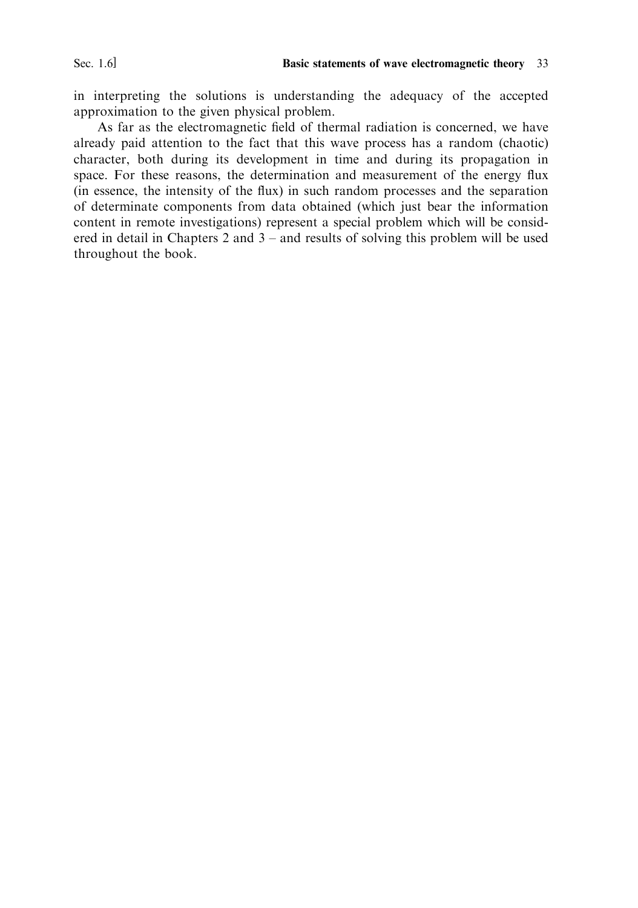in interpreting the solutions is understanding the adequacy of the accepted approximation to the given physical problem.

As far as the electromagnetic field of thermal radiation is concerned, we have already paid attention to the fact that this wave process has a random (chaotic) character, both during its development in time and during its propagation in space. For these reasons, the determination and measurement of the energy flux (in essence, the intensity of the flux) in such random processes and the separation of determinate components from data obtained (which just bear the information content in remote investigations) represent a special problem which will be considered in detail in Chapters 2 and 3 – and results of solving this problem will be used throughout the book.